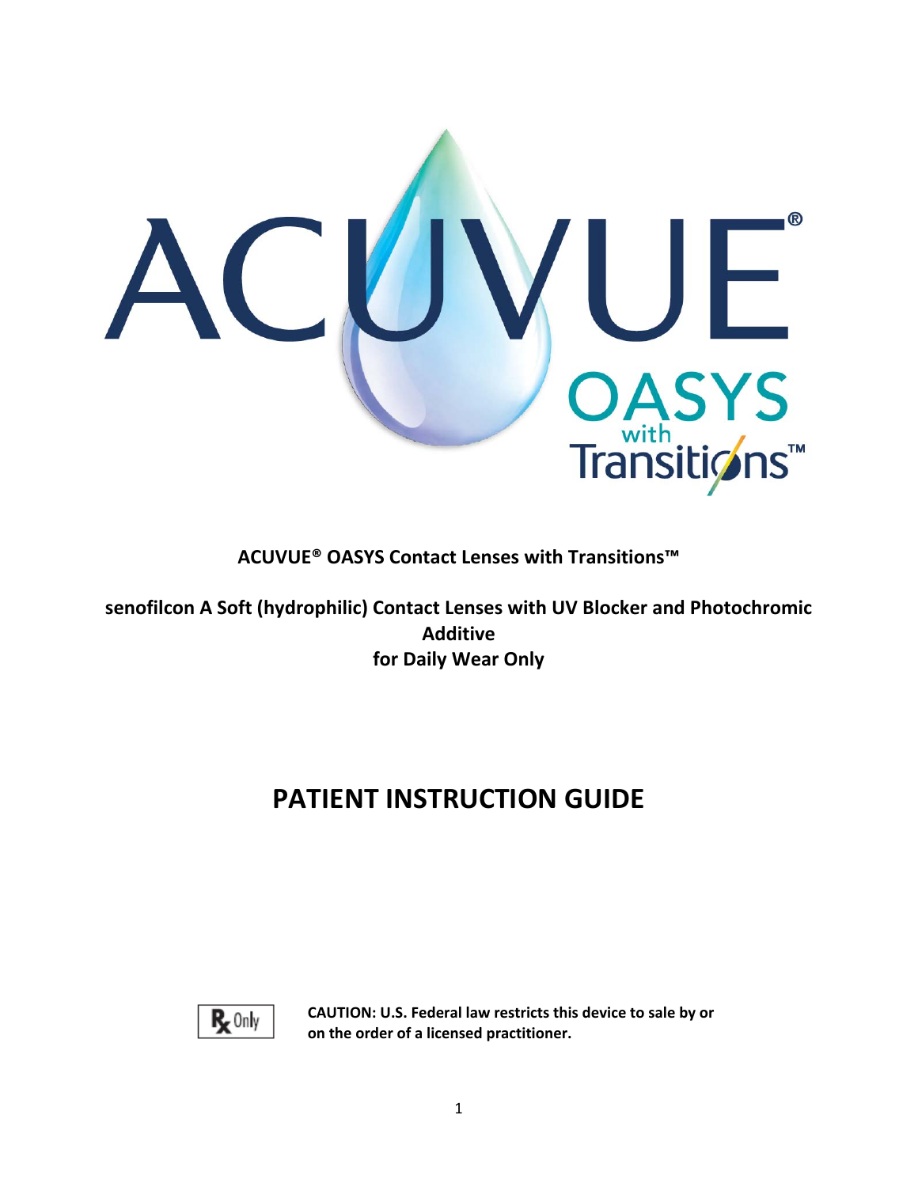ACUVUE® OASYS with Transitions™

**ACUVUE® OASYS Contact Lenses with Transitions™**

**senofilcon A Soft (hydrophilic) Contact Lenses with UV Blocker and Photochromic Additive**
**for Daily Wear Only**

# PATIENT INSTRUCTION GUIDE

Rx Only

**CAUTION: U.S. Federal law restricts this device to sale by or on the order of a licensed practitioner.**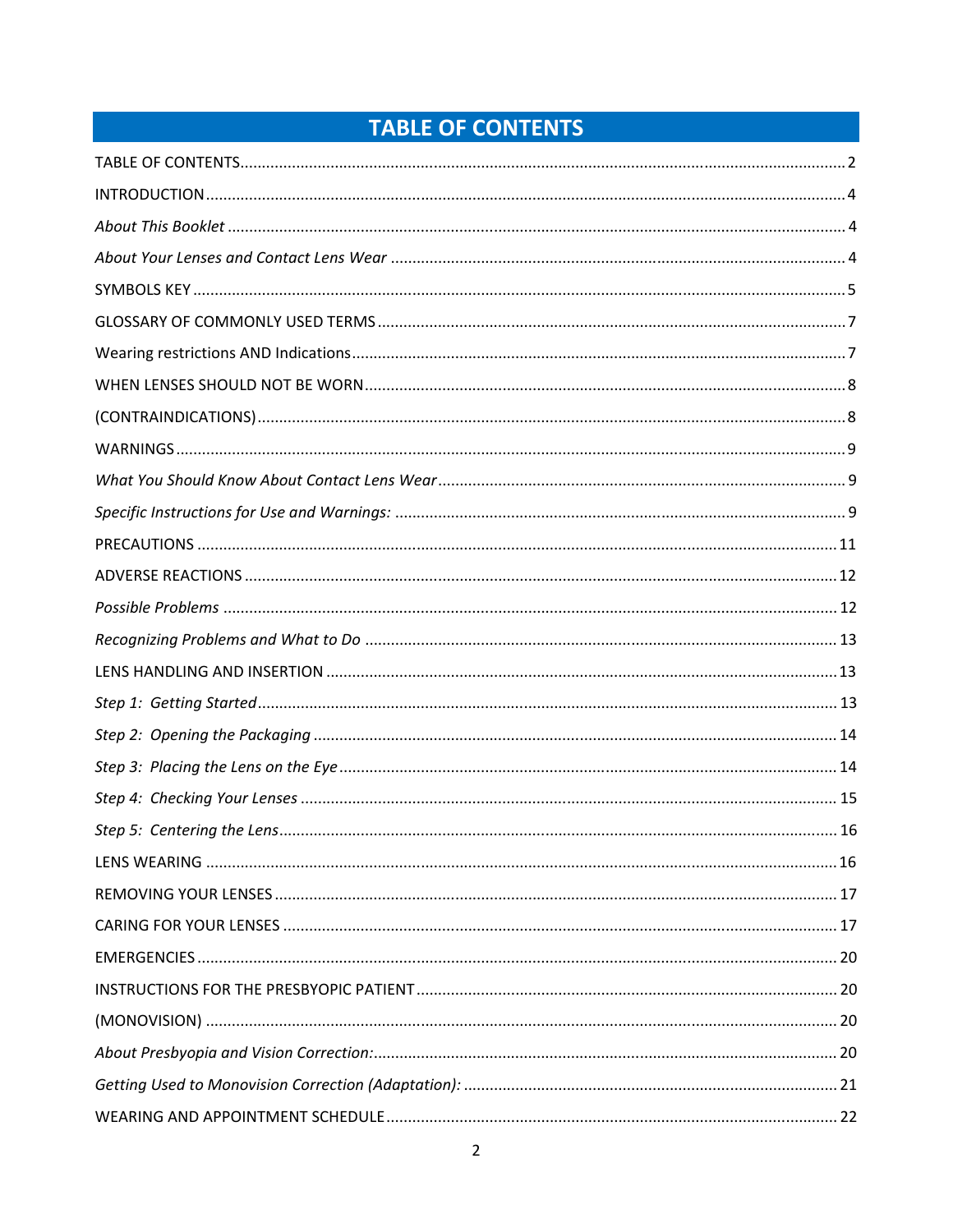# TABLE OF CONTENTS

TABLE OF CONTENTS .......... 2

INTRODUCTION .......... 4

*About This Booklet* .......... 4

*About Your Lenses and Contact Lens Wear* .......... 4

SYMBOLS KEY .......... 5

GLOSSARY OF COMMONLY USED TERMS .......... 7

Wearing restrictions AND Indications .......... 7

WHEN LENSES SHOULD NOT BE WORN .......... 8

(CONTRAINDICATIONS) .......... 8

WARNINGS .......... 9

*What You Should Know About Contact Lens Wear* .......... 9

*Specific Instructions for Use and Warnings:* .......... 9

PRECAUTIONS .......... 11

ADVERSE REACTIONS .......... 12

*Possible Problems* .......... 12

*Recognizing Problems and What to Do* .......... 13

LENS HANDLING AND INSERTION .......... 13

*Step 1: Getting Started* .......... 13

*Step 2: Opening the Packaging* .......... 14

*Step 3: Placing the Lens on the Eye* .......... 14

*Step 4: Checking Your Lenses* .......... 15

*Step 5: Centering the Lens* .......... 16

LENS WEARING .......... 16

REMOVING YOUR LENSES .......... 17

CARING FOR YOUR LENSES .......... 17

EMERGENCIES .......... 20

INSTRUCTIONS FOR THE PRESBYOPIC PATIENT .......... 20

(MONOVISION) .......... 20

*About Presbyopia and Vision Correction:* .......... 20

*Getting Used to Monovision Correction (Adaptation):* .......... 21

WEARING AND APPOINTMENT SCHEDULE .......... 22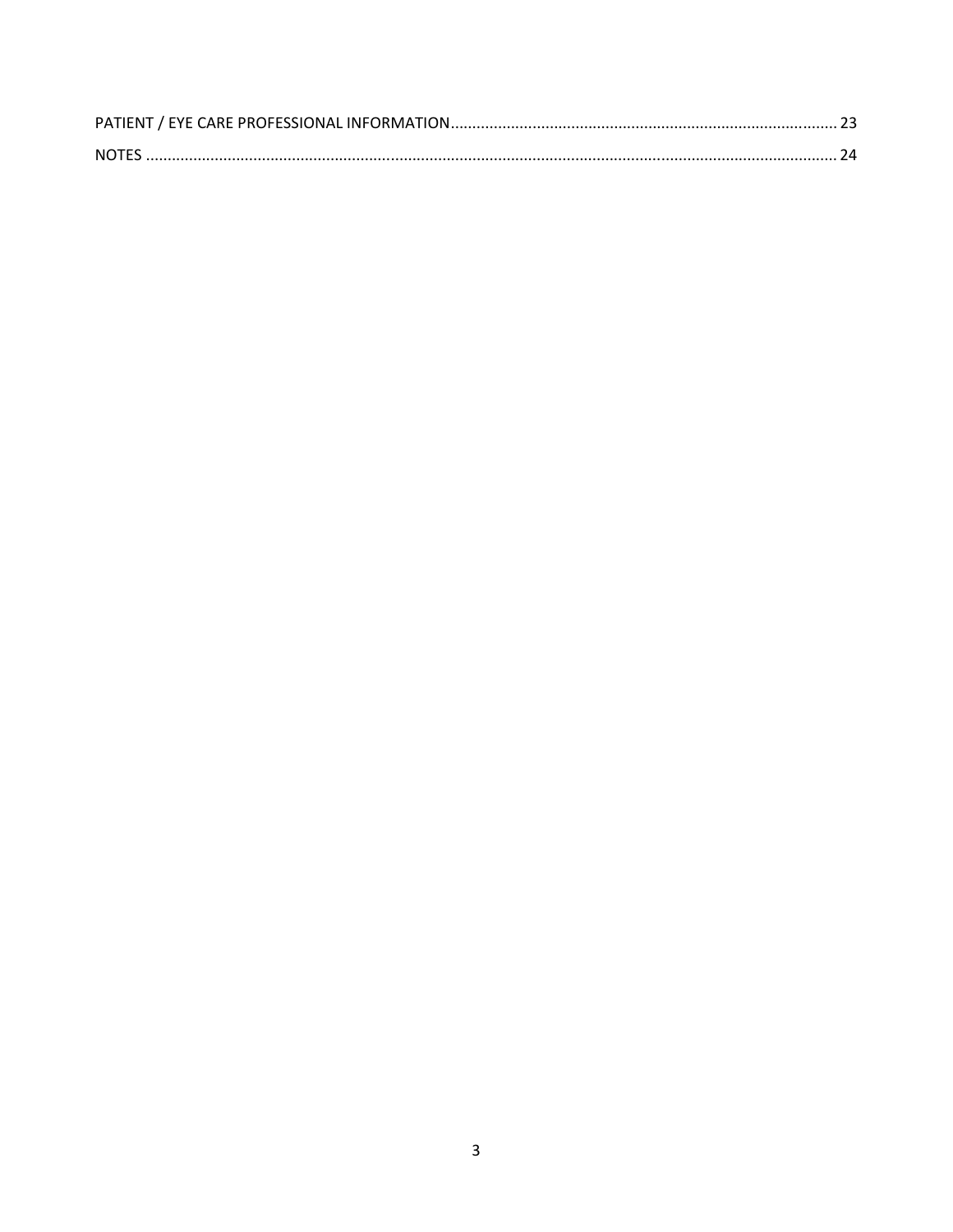PATIENT / EYE CARE PROFESSIONAL INFORMATION ........................................................................................ 23

NOTES ........................................................................................................................................................ 24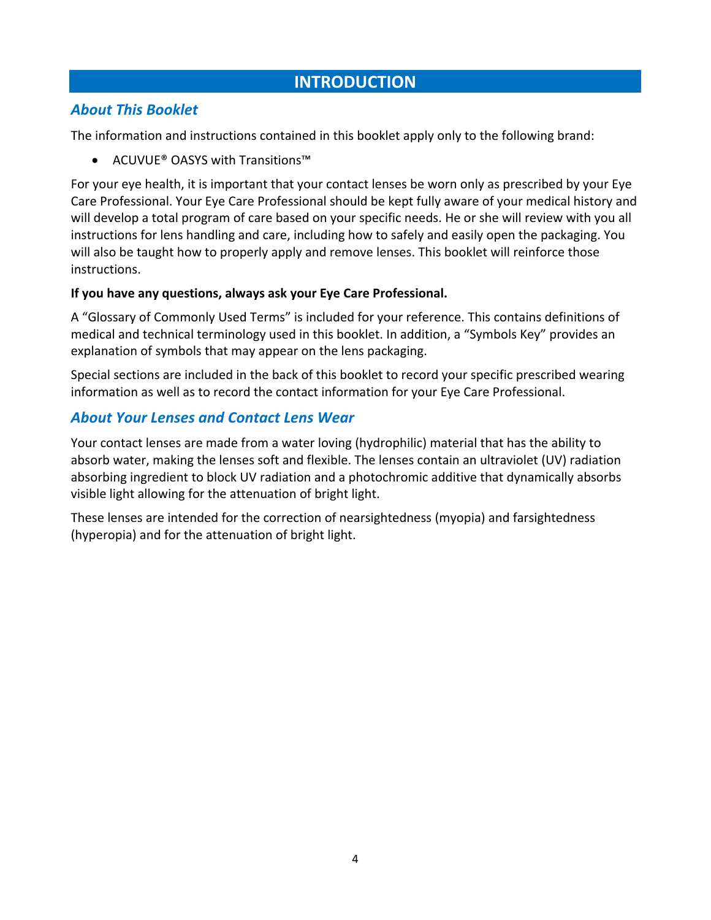# INTRODUCTION

## *About This Booklet*

The information and instructions contained in this booklet apply only to the following brand:

- ACUVUE® OASYS with Transitions™

For your eye health, it is important that your contact lenses be worn only as prescribed by your Eye Care Professional. Your Eye Care Professional should be kept fully aware of your medical history and will develop a total program of care based on your specific needs. He or she will review with you all instructions for lens handling and care, including how to safely and easily open the packaging. You will also be taught how to properly apply and remove lenses. This booklet will reinforce those instructions.

**If you have any questions, always ask your Eye Care Professional.**

A "Glossary of Commonly Used Terms" is included for your reference. This contains definitions of medical and technical terminology used in this booklet. In addition, a "Symbols Key" provides an explanation of symbols that may appear on the lens packaging.

Special sections are included in the back of this booklet to record your specific prescribed wearing information as well as to record the contact information for your Eye Care Professional.

## *About Your Lenses and Contact Lens Wear*

Your contact lenses are made from a water loving (hydrophilic) material that has the ability to absorb water, making the lenses soft and flexible. The lenses contain an ultraviolet (UV) radiation absorbing ingredient to block UV radiation and a photochromic additive that dynamically absorbs visible light allowing for the attenuation of bright light.

These lenses are intended for the correction of nearsightedness (myopia) and farsightedness (hyperopia) and for the attenuation of bright light.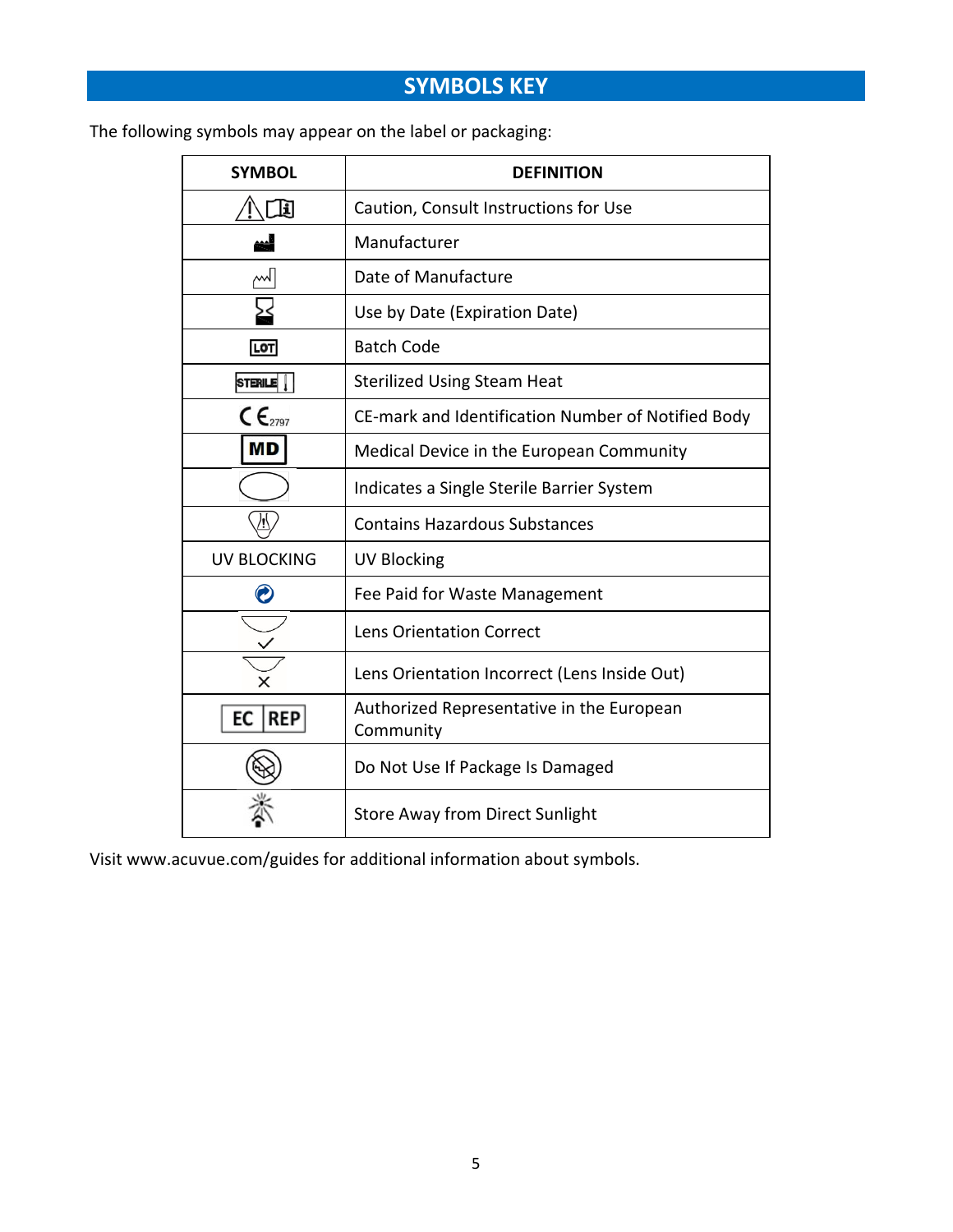## SYMBOLS KEY

The following symbols may appear on the label or packaging:

| SYMBOL | DEFINITION |
|---|---|
| | Caution, Consult Instructions for Use |
| | Manufacturer |
| | Date of Manufacture |
| | Use by Date (Expiration Date) |
| LOT | Batch Code |
| STERILE | Sterilized Using Steam Heat |
| CE 2797 | CE-mark and Identification Number of Notified Body |
| MD | Medical Device in the European Community |
| | Indicates a Single Sterile Barrier System |
| | Contains Hazardous Substances |
| UV BLOCKING | UV Blocking |
| | Fee Paid for Waste Management |
| | Lens Orientation Correct |
| | Lens Orientation Incorrect (Lens Inside Out) |
| EC REP | Authorized Representative in the European Community |
| | Do Not Use If Package Is Damaged |
| | Store Away from Direct Sunlight |

Visit www.acuvue.com/guides for additional information about symbols.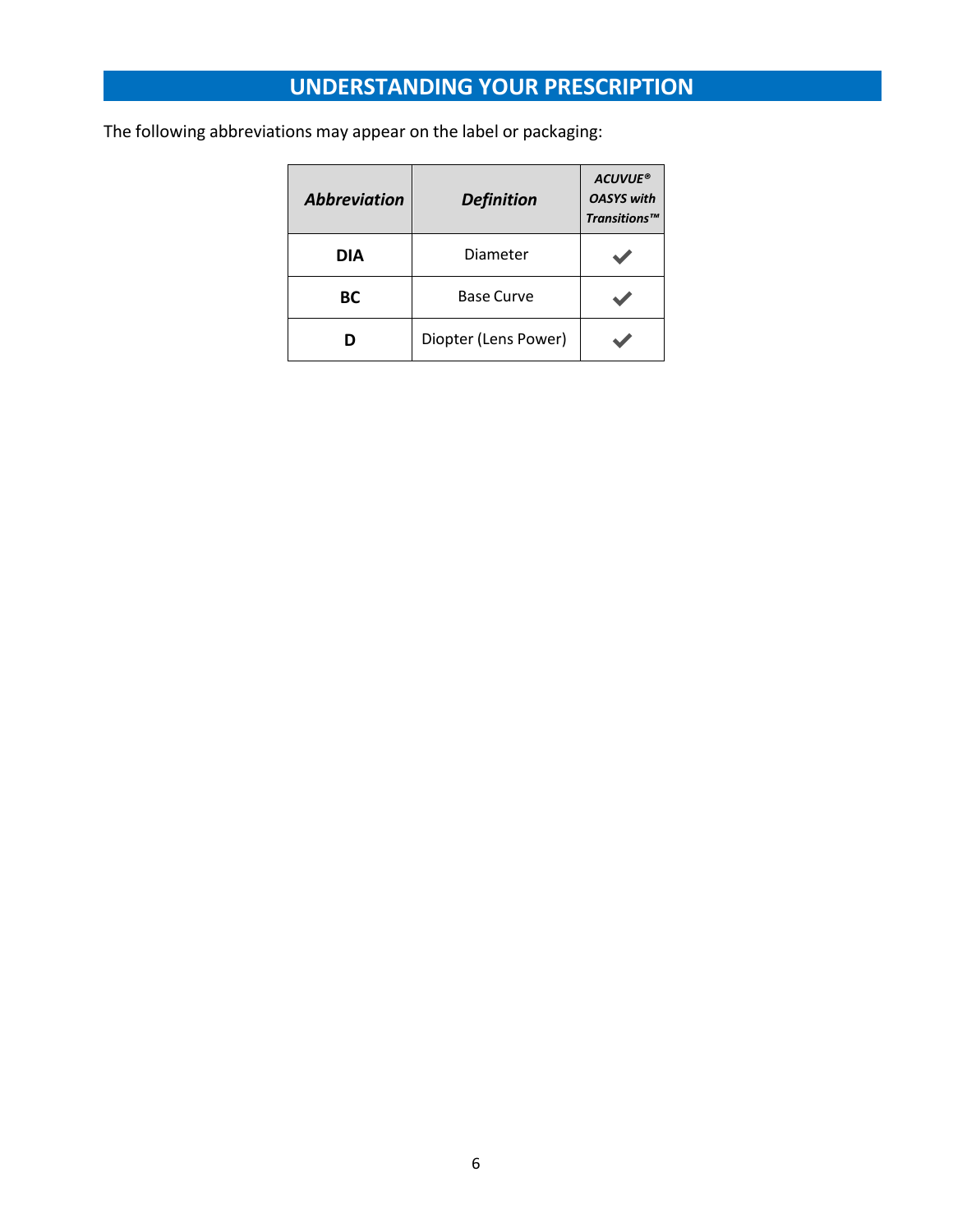# UNDERSTANDING YOUR PRESCRIPTION

The following abbreviations may appear on the label or packaging:

| *Abbreviation* | *Definition* | *ACUVUE® OASYS with Transitions™* |
|---|---|---|
| **DIA** | Diameter | ✔ |
| **BC** | Base Curve | ✔ |
| **D** | Diopter (Lens Power) | ✔ |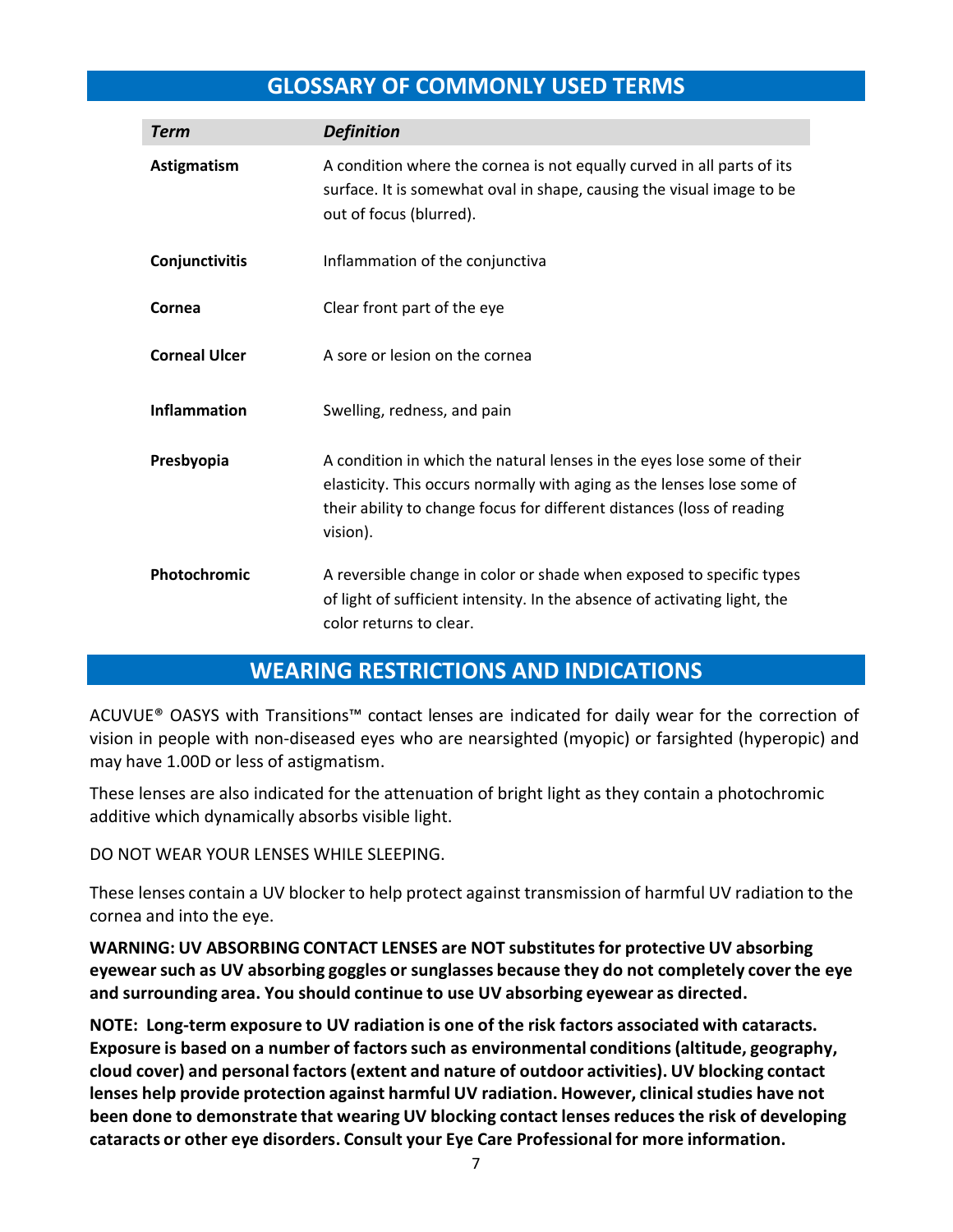## GLOSSARY OF COMMONLY USED TERMS

| *Term* | *Definition* |
| --- | --- |
| **Astigmatism** | A condition where the cornea is not equally curved in all parts of its surface. It is somewhat oval in shape, causing the visual image to be out of focus (blurred). |
| **Conjunctivitis** | Inflammation of the conjunctiva |
| **Cornea** | Clear front part of the eye |
| **Corneal Ulcer** | A sore or lesion on the cornea |
| **Inflammation** | Swelling, redness, and pain |
| **Presbyopia** | A condition in which the natural lenses in the eyes lose some of their elasticity. This occurs normally with aging as the lenses lose some of their ability to change focus for different distances (loss of reading vision). |
| **Photochromic** | A reversible change in color or shade when exposed to specific types of light of sufficient intensity. In the absence of activating light, the color returns to clear. |

## WEARING RESTRICTIONS AND INDICATIONS

ACUVUE® OASYS with Transitions™ contact lenses are indicated for daily wear for the correction of vision in people with non-diseased eyes who are nearsighted (myopic) or farsighted (hyperopic) and may have 1.00D or less of astigmatism.

These lenses are also indicated for the attenuation of bright light as they contain a photochromic additive which dynamically absorbs visible light.

DO NOT WEAR YOUR LENSES WHILE SLEEPING.

These lenses contain a UV blocker to help protect against transmission of harmful UV radiation to the cornea and into the eye.

**WARNING: UV ABSORBING CONTACT LENSES are NOT substitutes for protective UV absorbing eyewear such as UV absorbing goggles or sunglasses because they do not completely cover the eye and surrounding area. You should continue to use UV absorbing eyewear as directed.**

**NOTE: Long-term exposure to UV radiation is one of the risk factors associated with cataracts. Exposure is based on a number of factors such as environmental conditions (altitude, geography, cloud cover) and personal factors (extent and nature of outdoor activities). UV blocking contact lenses help provide protection against harmful UV radiation. However, clinical studies have not been done to demonstrate that wearing UV blocking contact lenses reduces the risk of developing cataracts or other eye disorders. Consult your Eye Care Professional for more information.**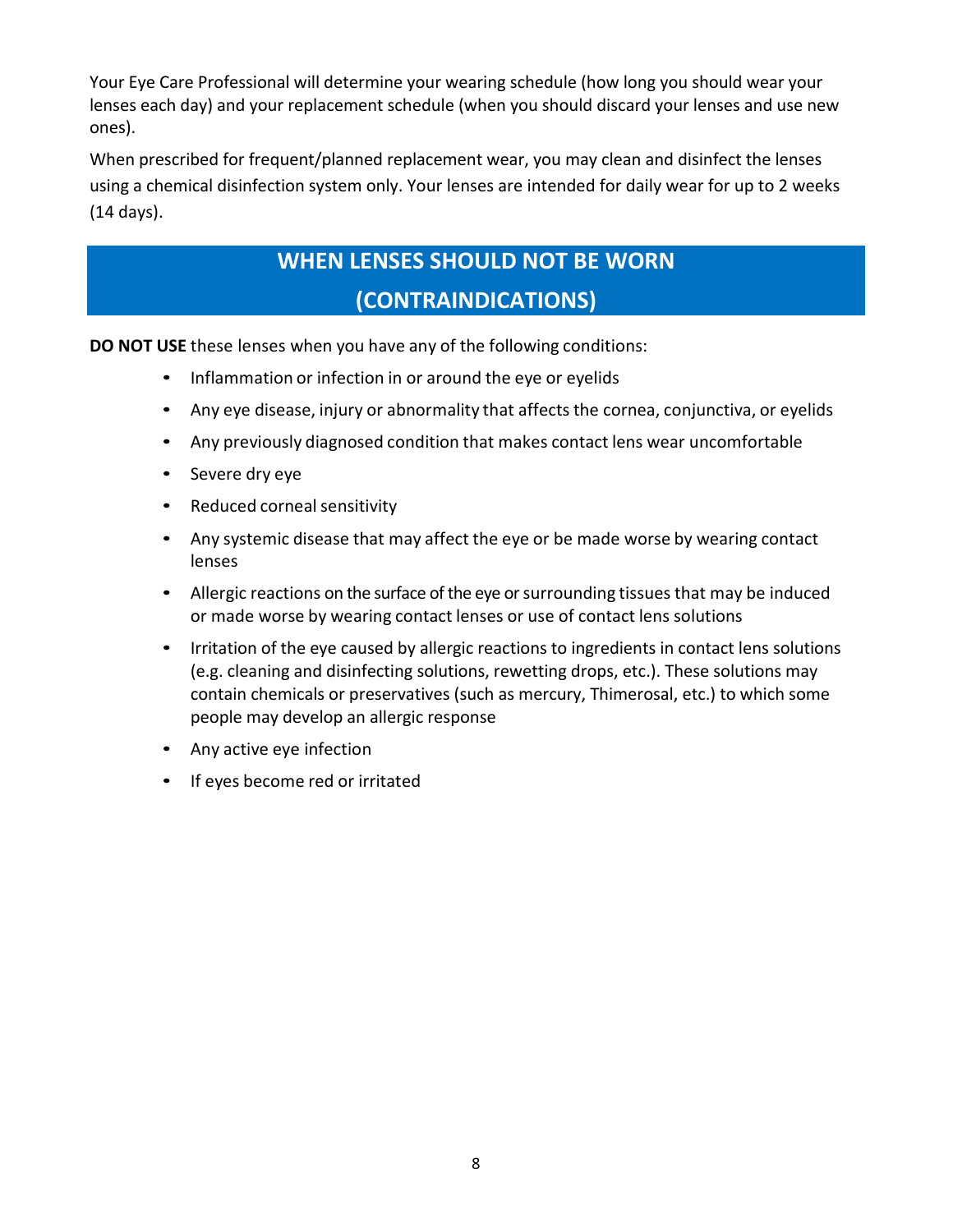Your Eye Care Professional will determine your wearing schedule (how long you should wear your lenses each day) and your replacement schedule (when you should discard your lenses and use new ones).

When prescribed for frequent/planned replacement wear, you may clean and disinfect the lenses using a chemical disinfection system only. Your lenses are intended for daily wear for up to 2 weeks (14 days).

## WHEN LENSES SHOULD NOT BE WORN (CONTRAINDICATIONS)

**DO NOT USE** these lenses when you have any of the following conditions:

- Inflammation or infection in or around the eye or eyelids
- Any eye disease, injury or abnormality that affects the cornea, conjunctiva, or eyelids
- Any previously diagnosed condition that makes contact lens wear uncomfortable
- Severe dry eye
- Reduced corneal sensitivity
- Any systemic disease that may affect the eye or be made worse by wearing contact lenses
- Allergic reactions on the surface of the eye or surrounding tissues that may be induced or made worse by wearing contact lenses or use of contact lens solutions
- Irritation of the eye caused by allergic reactions to ingredients in contact lens solutions (e.g. cleaning and disinfecting solutions, rewetting drops, etc.). These solutions may contain chemicals or preservatives (such as mercury, Thimerosal, etc.) to which some people may develop an allergic response
- Any active eye infection
- If eyes become red or irritated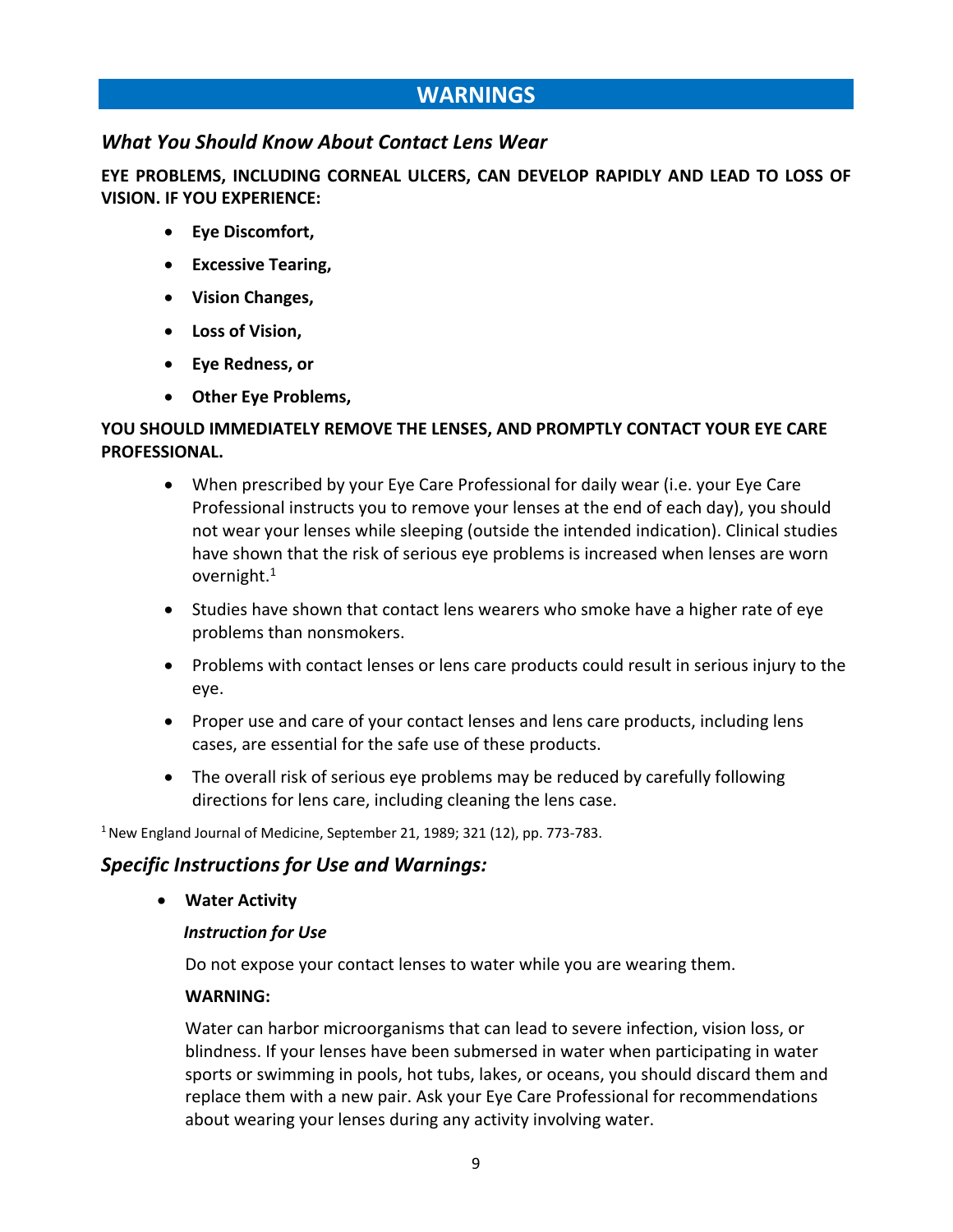# WARNINGS

## *What You Should Know About Contact Lens Wear*

**EYE PROBLEMS, INCLUDING CORNEAL ULCERS, CAN DEVELOP RAPIDLY AND LEAD TO LOSS OF VISION. IF YOU EXPERIENCE:**

- **Eye Discomfort,**
- **Excessive Tearing,**
- **Vision Changes,**
- **Loss of Vision,**
- **Eye Redness, or**
- **Other Eye Problems,**

**YOU SHOULD IMMEDIATELY REMOVE THE LENSES, AND PROMPTLY CONTACT YOUR EYE CARE PROFESSIONAL.**

- When prescribed by your Eye Care Professional for daily wear (i.e. your Eye Care Professional instructs you to remove your lenses at the end of each day), you should not wear your lenses while sleeping (outside the intended indication). Clinical studies have shown that the risk of serious eye problems is increased when lenses are worn overnight.[1]
- Studies have shown that contact lens wearers who smoke have a higher rate of eye problems than nonsmokers.
- Problems with contact lenses or lens care products could result in serious injury to the eye.
- Proper use and care of your contact lenses and lens care products, including lens cases, are essential for the safe use of these products.
- The overall risk of serious eye problems may be reduced by carefully following directions for lens care, including cleaning the lens case.

[1] New England Journal of Medicine, September 21, 1989; 321 (12), pp. 773-783.

## *Specific Instructions for Use and Warnings:*

- **Water Activity**

  ***Instruction for Use***

  Do not expose your contact lenses to water while you are wearing them.

  **WARNING:**

  Water can harbor microorganisms that can lead to severe infection, vision loss, or blindness. If your lenses have been submersed in water when participating in water sports or swimming in pools, hot tubs, lakes, or oceans, you should discard them and replace them with a new pair. Ask your Eye Care Professional for recommendations about wearing your lenses during any activity involving water.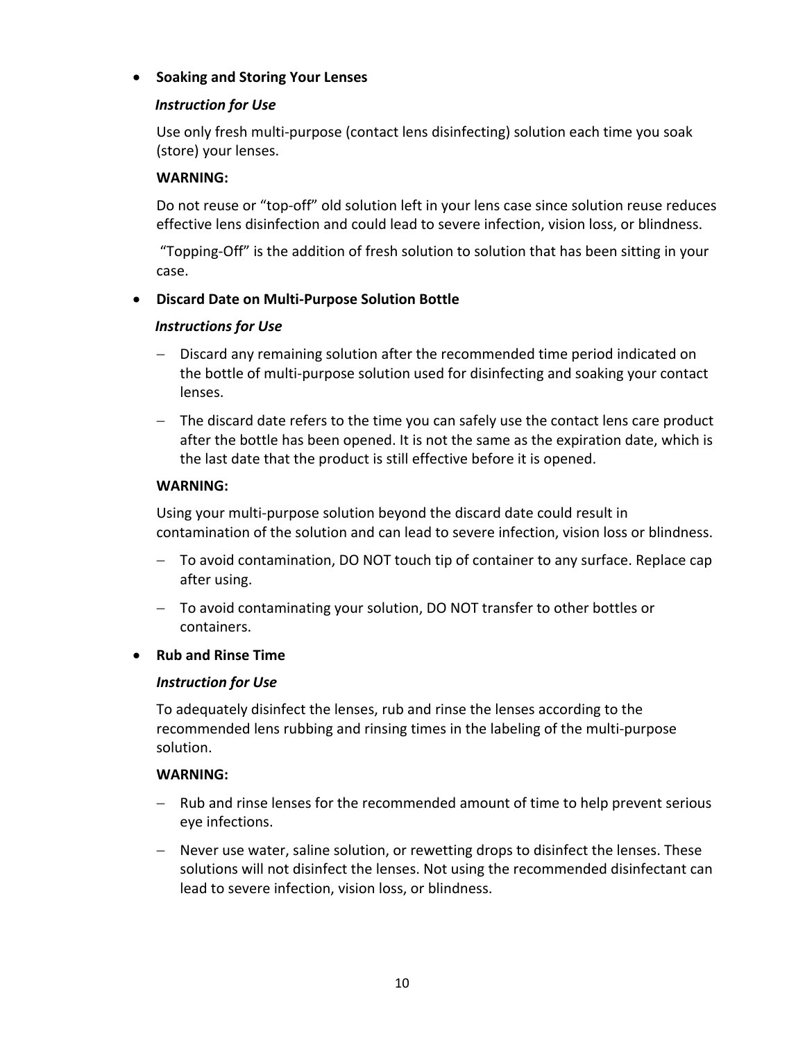- **Soaking and Storing Your Lenses**

  ***Instruction for Use***

  Use only fresh multi-purpose (contact lens disinfecting) solution each time you soak (store) your lenses.

  **WARNING:**

  Do not reuse or “top-off” old solution left in your lens case since solution reuse reduces effective lens disinfection and could lead to severe infection, vision loss, or blindness.

  “Topping-Off” is the addition of fresh solution to solution that has been sitting in your case.

- **Discard Date on Multi-Purpose Solution Bottle**

  ***Instructions for Use***

  - Discard any remaining solution after the recommended time period indicated on the bottle of multi-purpose solution used for disinfecting and soaking your contact lenses.
  - The discard date refers to the time you can safely use the contact lens care product after the bottle has been opened. It is not the same as the expiration date, which is the last date that the product is still effective before it is opened.

  **WARNING:**

  Using your multi-purpose solution beyond the discard date could result in contamination of the solution and can lead to severe infection, vision loss or blindness.

  - To avoid contamination, DO NOT touch tip of container to any surface. Replace cap after using.
  - To avoid contaminating your solution, DO NOT transfer to other bottles or containers.

- **Rub and Rinse Time**

  ***Instruction for Use***

  To adequately disinfect the lenses, rub and rinse the lenses according to the recommended lens rubbing and rinsing times in the labeling of the multi-purpose solution.

  **WARNING:**

  - Rub and rinse lenses for the recommended amount of time to help prevent serious eye infections.
  - Never use water, saline solution, or rewetting drops to disinfect the lenses. These solutions will not disinfect the lenses. Not using the recommended disinfectant can lead to severe infection, vision loss, or blindness.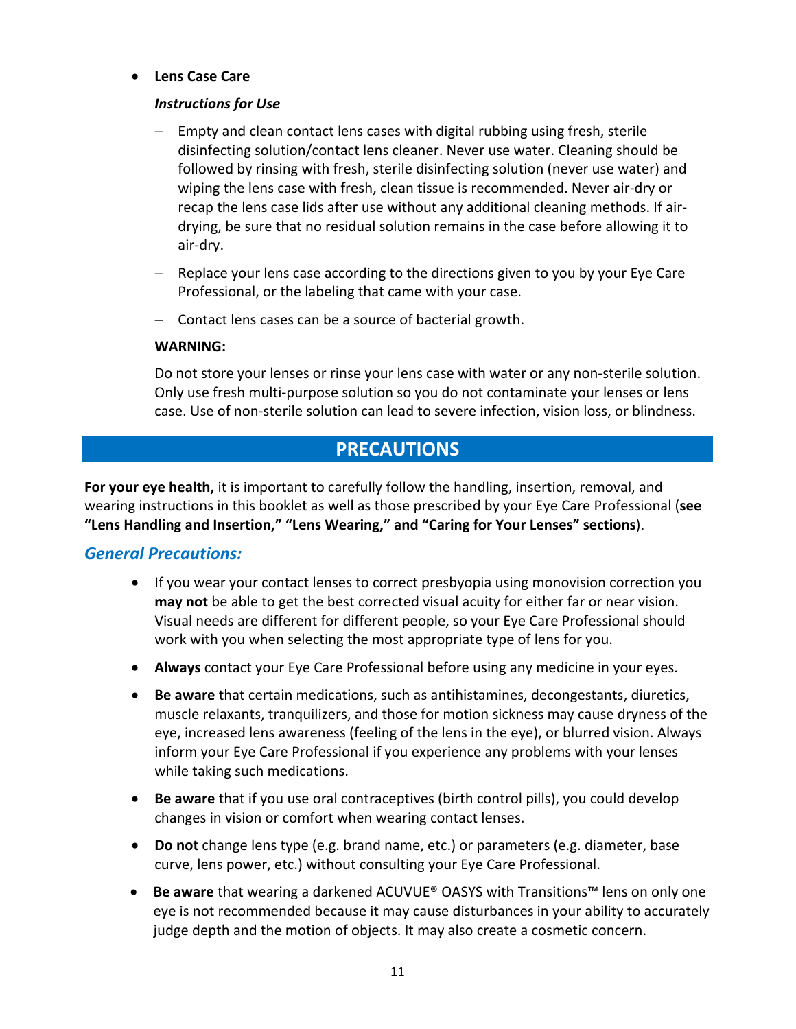- **Lens Case Care**

  ***Instructions for Use***

  - Empty and clean contact lens cases with digital rubbing using fresh, sterile disinfecting solution/contact lens cleaner. Never use water. Cleaning should be followed by rinsing with fresh, sterile disinfecting solution (never use water) and wiping the lens case with fresh, clean tissue is recommended. Never air-dry or recap the lens case lids after use without any additional cleaning methods. If air-drying, be sure that no residual solution remains in the case before allowing it to air-dry.
  - Replace your lens case according to the directions given to you by your Eye Care Professional, or the labeling that came with your case.
  - Contact lens cases can be a source of bacterial growth.

  **WARNING:**

  Do not store your lenses or rinse your lens case with water or any non-sterile solution. Only use fresh multi-purpose solution so you do not contaminate your lenses or lens case. Use of non-sterile solution can lead to severe infection, vision loss, or blindness.

# PRECAUTIONS

**For your eye health,** it is important to carefully follow the handling, insertion, removal, and wearing instructions in this booklet as well as those prescribed by your Eye Care Professional (**see "Lens Handling and Insertion," "Lens Wearing," and "Caring for Your Lenses" sections**).

## *General Precautions:*

- If you wear your contact lenses to correct presbyopia using monovision correction you **may not** be able to get the best corrected visual acuity for either far or near vision. Visual needs are different for different people, so your Eye Care Professional should work with you when selecting the most appropriate type of lens for you.
- **Always** contact your Eye Care Professional before using any medicine in your eyes.
- **Be aware** that certain medications, such as antihistamines, decongestants, diuretics, muscle relaxants, tranquilizers, and those for motion sickness may cause dryness of the eye, increased lens awareness (feeling of the lens in the eye), or blurred vision. Always inform your Eye Care Professional if you experience any problems with your lenses while taking such medications.
- **Be aware** that if you use oral contraceptives (birth control pills), you could develop changes in vision or comfort when wearing contact lenses.
- **Do not** change lens type (e.g. brand name, etc.) or parameters (e.g. diameter, base curve, lens power, etc.) without consulting your Eye Care Professional.
- **Be aware** that wearing a darkened ACUVUE® OASYS with Transitions™ lens on only one eye is not recommended because it may cause disturbances in your ability to accurately judge depth and the motion of objects. It may also create a cosmetic concern.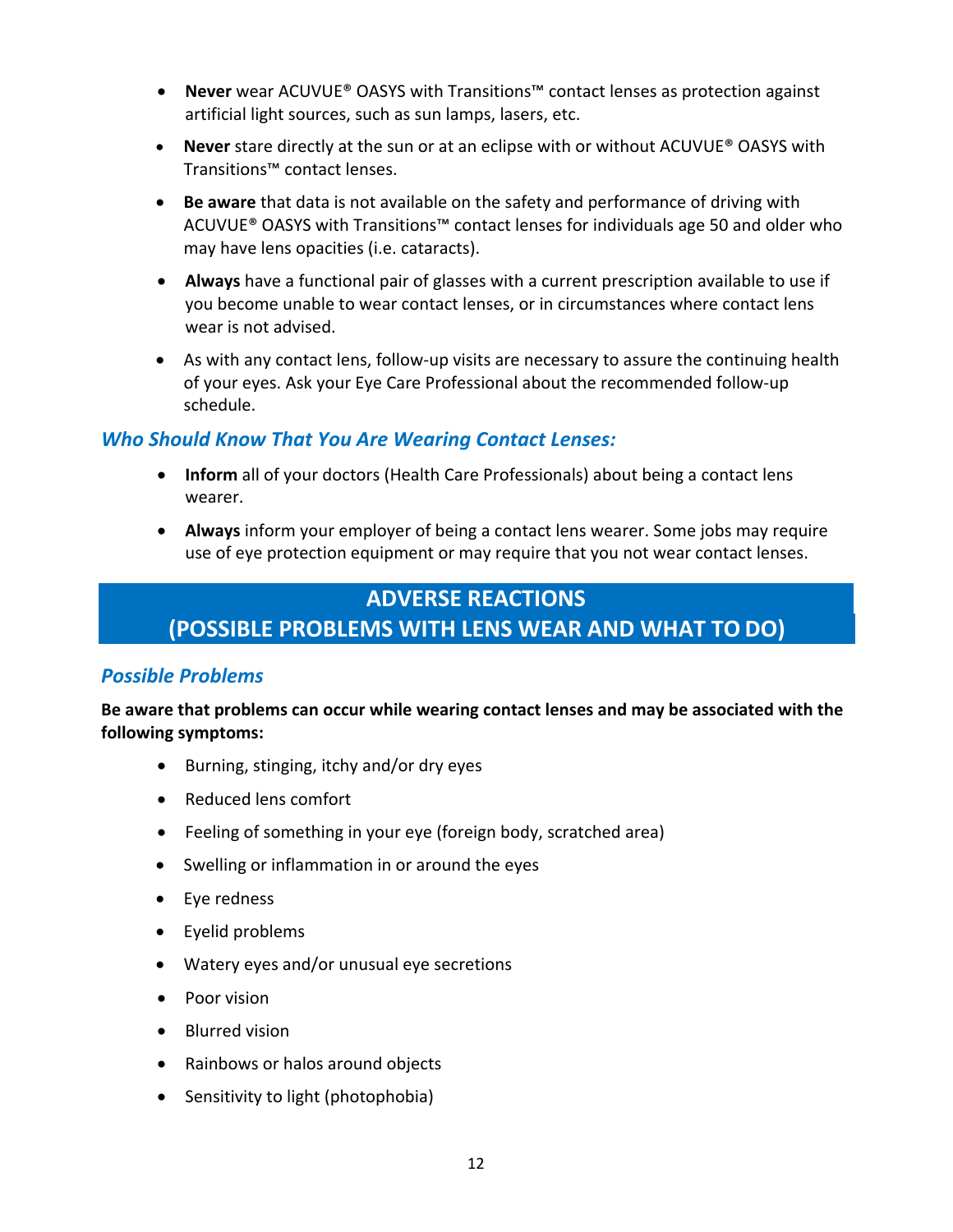- **Never** wear ACUVUE® OASYS with Transitions™ contact lenses as protection against artificial light sources, such as sun lamps, lasers, etc.
- **Never** stare directly at the sun or at an eclipse with or without ACUVUE® OASYS with Transitions™ contact lenses.
- **Be aware** that data is not available on the safety and performance of driving with ACUVUE® OASYS with Transitions™ contact lenses for individuals age 50 and older who may have lens opacities (i.e. cataracts).
- **Always** have a functional pair of glasses with a current prescription available to use if you become unable to wear contact lenses, or in circumstances where contact lens wear is not advised.
- As with any contact lens, follow-up visits are necessary to assure the continuing health of your eyes. Ask your Eye Care Professional about the recommended follow-up schedule.

### *Who Should Know That You Are Wearing Contact Lenses:*

- **Inform** all of your doctors (Health Care Professionals) about being a contact lens wearer.
- **Always** inform your employer of being a contact lens wearer. Some jobs may require use of eye protection equipment or may require that you not wear contact lenses.

## ADVERSE REACTIONS (POSSIBLE PROBLEMS WITH LENS WEAR AND WHAT TO DO)

### *Possible Problems*

**Be aware that problems can occur while wearing contact lenses and may be associated with the following symptoms:**

- Burning, stinging, itchy and/or dry eyes
- Reduced lens comfort
- Feeling of something in your eye (foreign body, scratched area)
- Swelling or inflammation in or around the eyes
- Eye redness
- Eyelid problems
- Watery eyes and/or unusual eye secretions
- Poor vision
- Blurred vision
- Rainbows or halos around objects
- Sensitivity to light (photophobia)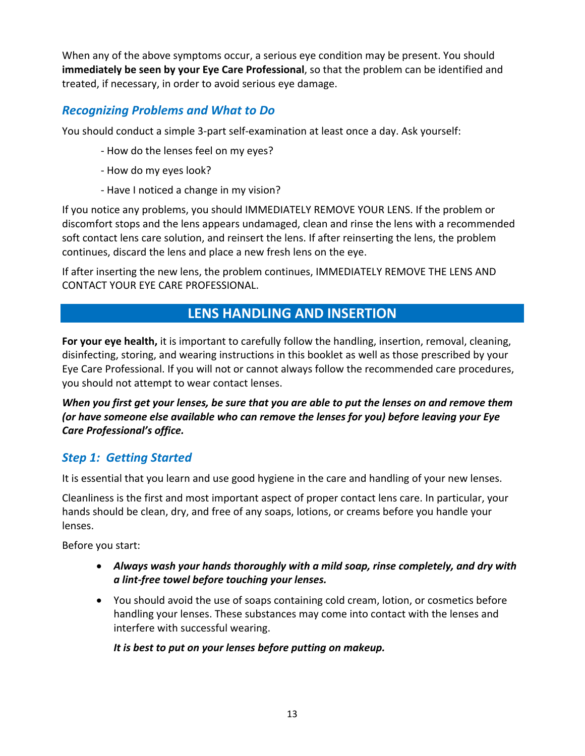When any of the above symptoms occur, a serious eye condition may be present. You should **immediately be seen by your Eye Care Professional**, so that the problem can be identified and treated, if necessary, in order to avoid serious eye damage.

### *Recognizing Problems and What to Do*

You should conduct a simple 3-part self-examination at least once a day. Ask yourself:

- How do the lenses feel on my eyes?

- How do my eyes look?

- Have I noticed a change in my vision?

If you notice any problems, you should IMMEDIATELY REMOVE YOUR LENS. If the problem or discomfort stops and the lens appears undamaged, clean and rinse the lens with a recommended soft contact lens care solution, and reinsert the lens. If after reinserting the lens, the problem continues, discard the lens and place a new fresh lens on the eye.

If after inserting the new lens, the problem continues, IMMEDIATELY REMOVE THE LENS AND CONTACT YOUR EYE CARE PROFESSIONAL.

## LENS HANDLING AND INSERTION

**For your eye health,** it is important to carefully follow the handling, insertion, removal, cleaning, disinfecting, storing, and wearing instructions in this booklet as well as those prescribed by your Eye Care Professional. If you will not or cannot always follow the recommended care procedures, you should not attempt to wear contact lenses.

***When you first get your lenses, be sure that you are able to put the lenses on and remove them (or have someone else available who can remove the lenses for you) before leaving your Eye Care Professional's office.***

### *Step 1: Getting Started*

It is essential that you learn and use good hygiene in the care and handling of your new lenses.

Cleanliness is the first and most important aspect of proper contact lens care. In particular, your hands should be clean, dry, and free of any soaps, lotions, or creams before you handle your lenses.

Before you start:

- ***Always wash your hands thoroughly with a mild soap, rinse completely, and dry with a lint-free towel before touching your lenses.***
- You should avoid the use of soaps containing cold cream, lotion, or cosmetics before handling your lenses. These substances may come into contact with the lenses and interfere with successful wearing.

  ***It is best to put on your lenses before putting on makeup.***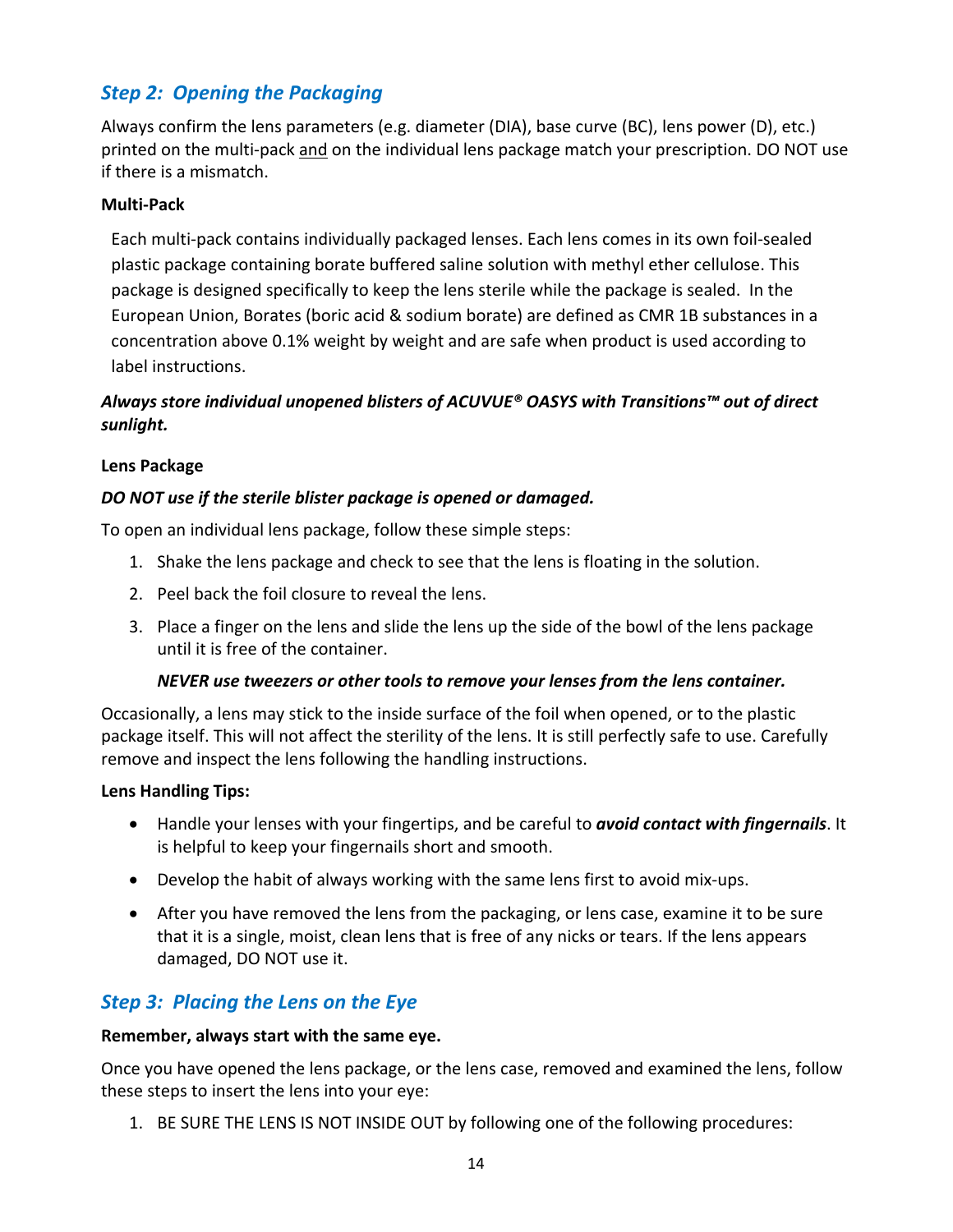## *Step 2: Opening the Packaging*

Always confirm the lens parameters (e.g. diameter (DIA), base curve (BC), lens power (D), etc.) printed on the multi-pack and on the individual lens package match your prescription. DO NOT use if there is a mismatch.

**Multi-Pack**

Each multi-pack contains individually packaged lenses. Each lens comes in its own foil-sealed plastic package containing borate buffered saline solution with methyl ether cellulose. This package is designed specifically to keep the lens sterile while the package is sealed. In the European Union, Borates (boric acid & sodium borate) are defined as CMR 1B substances in a concentration above 0.1% weight by weight and are safe when product is used according to label instructions.

***Always store individual unopened blisters of ACUVUE® OASYS with Transitions™ out of direct sunlight.***

**Lens Package**

***DO NOT use if the sterile blister package is opened or damaged.***

To open an individual lens package, follow these simple steps:

1. Shake the lens package and check to see that the lens is floating in the solution.
2. Peel back the foil closure to reveal the lens.
3. Place a finger on the lens and slide the lens up the side of the bowl of the lens package until it is free of the container.

   ***NEVER use tweezers or other tools to remove your lenses from the lens container.***

Occasionally, a lens may stick to the inside surface of the foil when opened, or to the plastic package itself. This will not affect the sterility of the lens. It is still perfectly safe to use. Carefully remove and inspect the lens following the handling instructions.

**Lens Handling Tips:**

- Handle your lenses with your fingertips, and be careful to ***avoid contact with fingernails***. It is helpful to keep your fingernails short and smooth.
- Develop the habit of always working with the same lens first to avoid mix-ups.
- After you have removed the lens from the packaging, or lens case, examine it to be sure that it is a single, moist, clean lens that is free of any nicks or tears. If the lens appears damaged, DO NOT use it.

## *Step 3: Placing the Lens on the Eye*

**Remember, always start with the same eye.**

Once you have opened the lens package, or the lens case, removed and examined the lens, follow these steps to insert the lens into your eye:

1. BE SURE THE LENS IS NOT INSIDE OUT by following one of the following procedures: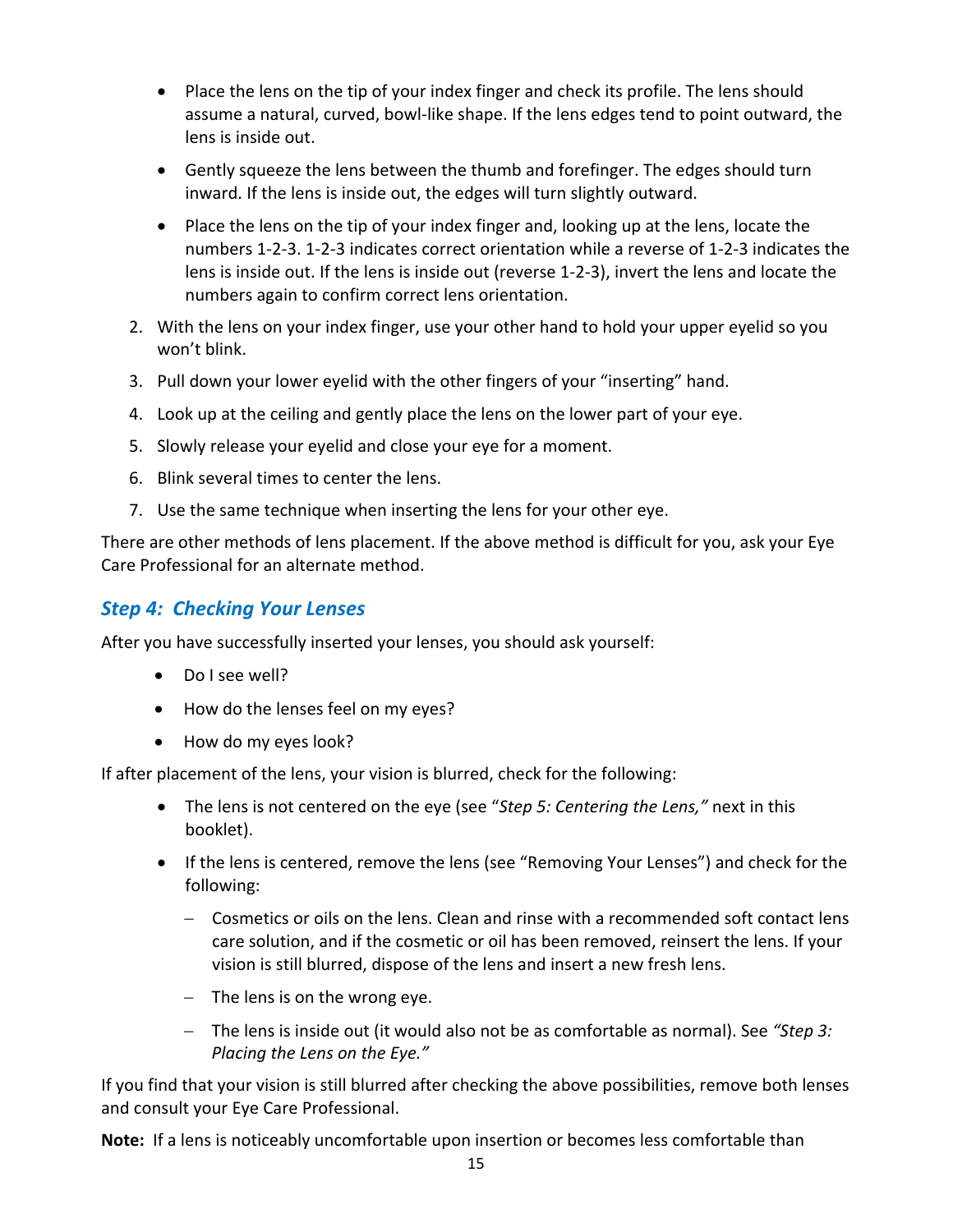- Place the lens on the tip of your index finger and check its profile. The lens should assume a natural, curved, bowl-like shape. If the lens edges tend to point outward, the lens is inside out.
- Gently squeeze the lens between the thumb and forefinger. The edges should turn inward. If the lens is inside out, the edges will turn slightly outward.
- Place the lens on the tip of your index finger and, looking up at the lens, locate the numbers 1-2-3. 1-2-3 indicates correct orientation while a reverse of 1-2-3 indicates the lens is inside out. If the lens is inside out (reverse 1-2-3), invert the lens and locate the numbers again to confirm correct lens orientation.

2. With the lens on your index finger, use your other hand to hold your upper eyelid so you won't blink.
3. Pull down your lower eyelid with the other fingers of your "inserting" hand.
4. Look up at the ceiling and gently place the lens on the lower part of your eye.
5. Slowly release your eyelid and close your eye for a moment.
6. Blink several times to center the lens.
7. Use the same technique when inserting the lens for your other eye.

There are other methods of lens placement. If the above method is difficult for you, ask your Eye Care Professional for an alternate method.

## *Step 4: Checking Your Lenses*

After you have successfully inserted your lenses, you should ask yourself:

- Do I see well?
- How do the lenses feel on my eyes?
- How do my eyes look?

If after placement of the lens, your vision is blurred, check for the following:

- The lens is not centered on the eye (see "*Step 5: Centering the Lens,"* next in this booklet).
- If the lens is centered, remove the lens (see "Removing Your Lenses") and check for the following:
  - Cosmetics or oils on the lens. Clean and rinse with a recommended soft contact lens care solution, and if the cosmetic or oil has been removed, reinsert the lens. If your vision is still blurred, dispose of the lens and insert a new fresh lens.
  - The lens is on the wrong eye.
  - The lens is inside out (it would also not be as comfortable as normal). See *"Step 3: Placing the Lens on the Eye."*

If you find that your vision is still blurred after checking the above possibilities, remove both lenses and consult your Eye Care Professional.

**Note:** If a lens is noticeably uncomfortable upon insertion or becomes less comfortable than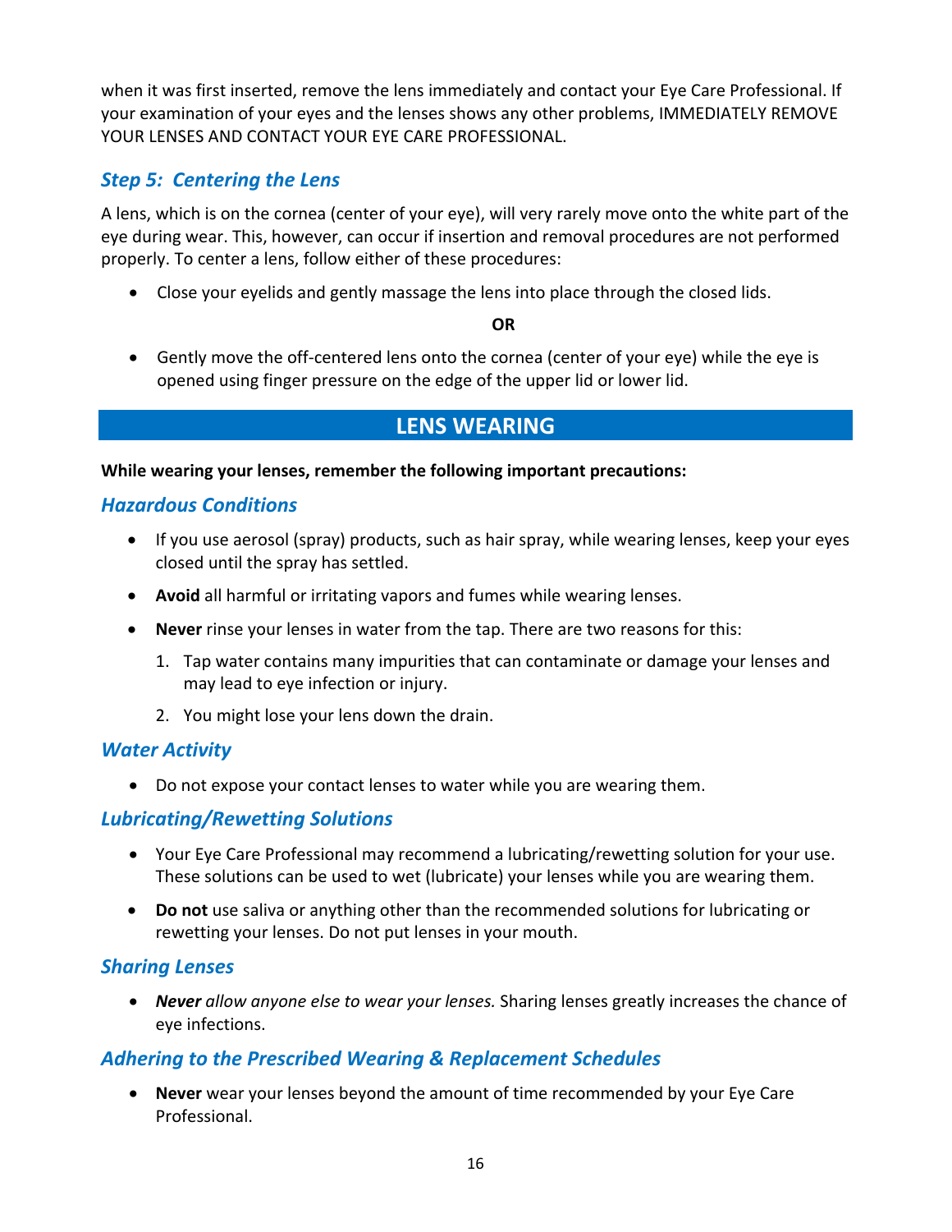when it was first inserted, remove the lens immediately and contact your Eye Care Professional. If your examination of your eyes and the lenses shows any other problems, IMMEDIATELY REMOVE YOUR LENSES AND CONTACT YOUR EYE CARE PROFESSIONAL.

### *Step 5: Centering the Lens*

A lens, which is on the cornea (center of your eye), will very rarely move onto the white part of the eye during wear. This, however, can occur if insertion and removal procedures are not performed properly. To center a lens, follow either of these procedures:

- Close your eyelids and gently massage the lens into place through the closed lids.

**OR**

- Gently move the off-centered lens onto the cornea (center of your eye) while the eye is opened using finger pressure on the edge of the upper lid or lower lid.

## LENS WEARING

**While wearing your lenses, remember the following important precautions:**

### *Hazardous Conditions*

- If you use aerosol (spray) products, such as hair spray, while wearing lenses, keep your eyes closed until the spray has settled.
- **Avoid** all harmful or irritating vapors and fumes while wearing lenses.
- **Never** rinse your lenses in water from the tap. There are two reasons for this:
  1. Tap water contains many impurities that can contaminate or damage your lenses and may lead to eye infection or injury.
  2. You might lose your lens down the drain.

### *Water Activity*

- Do not expose your contact lenses to water while you are wearing them.

### *Lubricating/Rewetting Solutions*

- Your Eye Care Professional may recommend a lubricating/rewetting solution for your use. These solutions can be used to wet (lubricate) your lenses while you are wearing them.
- **Do not** use saliva or anything other than the recommended solutions for lubricating or rewetting your lenses. Do not put lenses in your mouth.

### *Sharing Lenses*

- ***Never*** *allow anyone else to wear your lenses.* Sharing lenses greatly increases the chance of eye infections.

### *Adhering to the Prescribed Wearing & Replacement Schedules*

- **Never** wear your lenses beyond the amount of time recommended by your Eye Care Professional.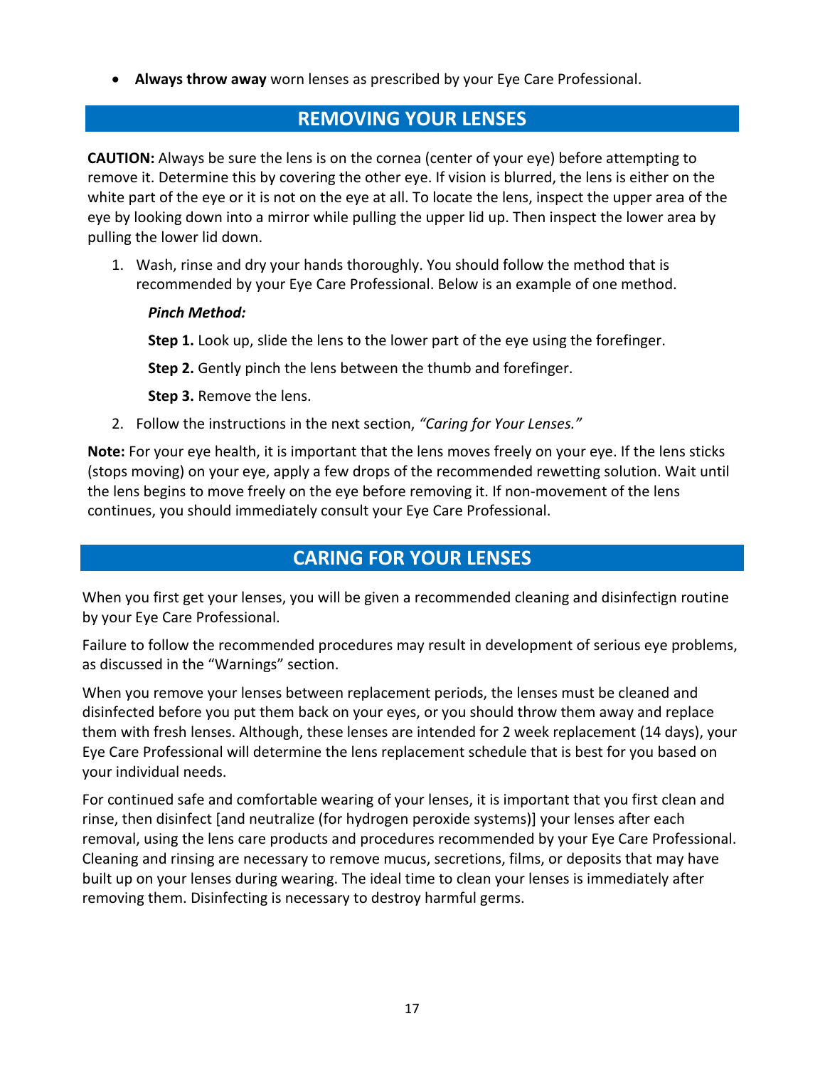- **Always throw away** worn lenses as prescribed by your Eye Care Professional.

## REMOVING YOUR LENSES

**CAUTION:** Always be sure the lens is on the cornea (center of your eye) before attempting to remove it. Determine this by covering the other eye. If vision is blurred, the lens is either on the white part of the eye or it is not on the eye at all. To locate the lens, inspect the upper area of the eye by looking down into a mirror while pulling the upper lid up. Then inspect the lower area by pulling the lower lid down.

1. Wash, rinse and dry your hands thoroughly. You should follow the method that is recommended by your Eye Care Professional. Below is an example of one method.

   ***Pinch Method:***

   **Step 1.** Look up, slide the lens to the lower part of the eye using the forefinger.

   **Step 2.** Gently pinch the lens between the thumb and forefinger.

   **Step 3.** Remove the lens.

2. Follow the instructions in the next section, *"Caring for Your Lenses."*

**Note:** For your eye health, it is important that the lens moves freely on your eye. If the lens sticks (stops moving) on your eye, apply a few drops of the recommended rewetting solution. Wait until the lens begins to move freely on the eye before removing it. If non-movement of the lens continues, you should immediately consult your Eye Care Professional.

## CARING FOR YOUR LENSES

When you first get your lenses, you will be given a recommended cleaning and disinfectign routine by your Eye Care Professional.

Failure to follow the recommended procedures may result in development of serious eye problems, as discussed in the "Warnings" section.

When you remove your lenses between replacement periods, the lenses must be cleaned and disinfected before you put them back on your eyes, or you should throw them away and replace them with fresh lenses. Although, these lenses are intended for 2 week replacement (14 days), your Eye Care Professional will determine the lens replacement schedule that is best for you based on your individual needs.

For continued safe and comfortable wearing of your lenses, it is important that you first clean and rinse, then disinfect [and neutralize (for hydrogen peroxide systems)] your lenses after each removal, using the lens care products and procedures recommended by your Eye Care Professional. Cleaning and rinsing are necessary to remove mucus, secretions, films, or deposits that may have built up on your lenses during wearing. The ideal time to clean your lenses is immediately after removing them. Disinfecting is necessary to destroy harmful germs.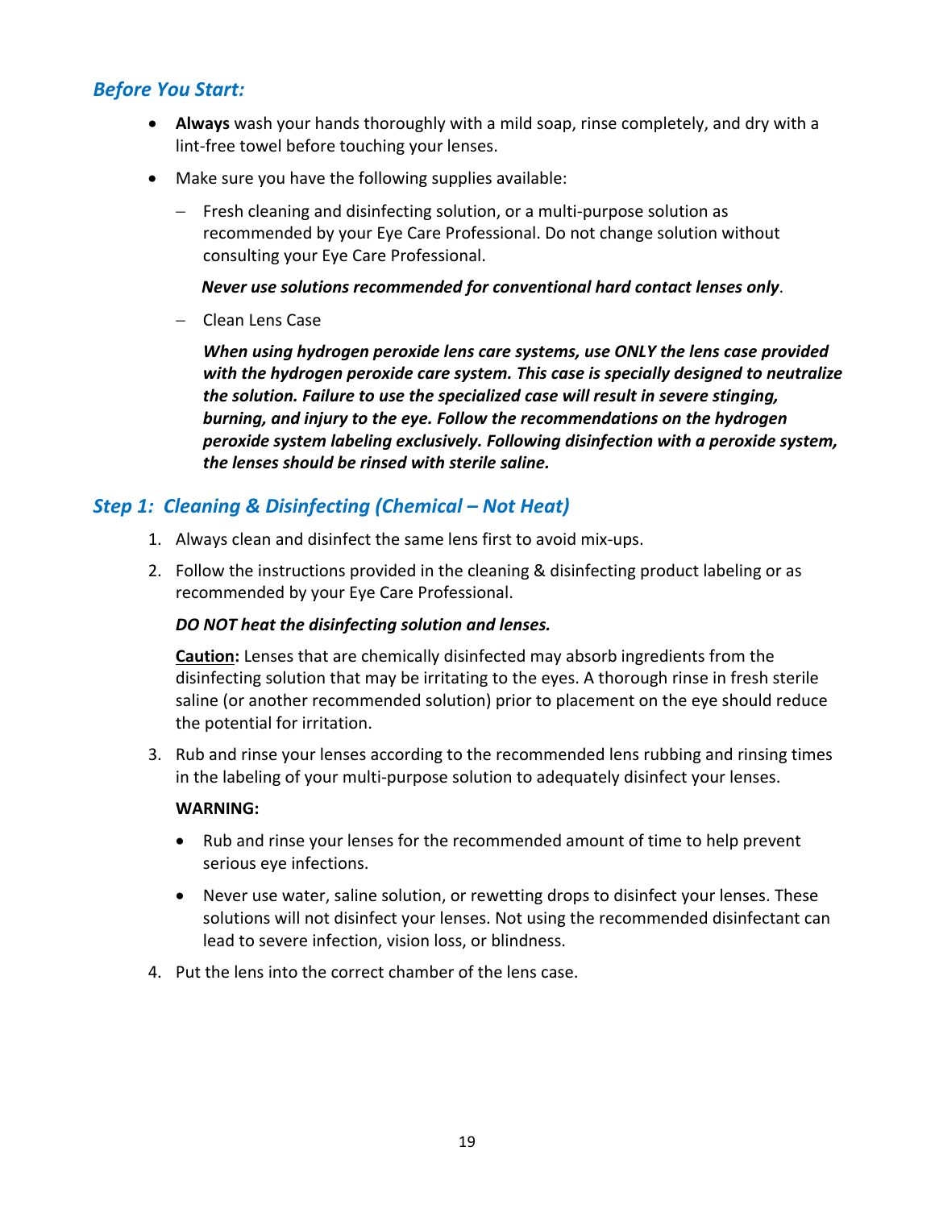## *Before You Start:*

- **Always** wash your hands thoroughly with a mild soap, rinse completely, and dry with a lint-free towel before touching your lenses.
- Make sure you have the following supplies available:
  - Fresh cleaning and disinfecting solution, or a multi-purpose solution as recommended by your Eye Care Professional. Do not change solution without consulting your Eye Care Professional.

    ***Never use solutions recommended for conventional hard contact lenses only***.

  - Clean Lens Case

    ***When using hydrogen peroxide lens care systems, use ONLY the lens case provided with the hydrogen peroxide care system. This case is specially designed to neutralize the solution. Failure to use the specialized case will result in severe stinging, burning, and injury to the eye. Follow the recommendations on the hydrogen peroxide system labeling exclusively. Following disinfection with a peroxide system, the lenses should be rinsed with sterile saline.***

## *Step 1: Cleaning & Disinfecting (Chemical – Not Heat)*

1. Always clean and disinfect the same lens first to avoid mix-ups.
2. Follow the instructions provided in the cleaning & disinfecting product labeling or as recommended by your Eye Care Professional.

   ***DO NOT heat the disinfecting solution and lenses.***

   **Caution:** Lenses that are chemically disinfected may absorb ingredients from the disinfecting solution that may be irritating to the eyes. A thorough rinse in fresh sterile saline (or another recommended solution) prior to placement on the eye should reduce the potential for irritation.

3. Rub and rinse your lenses according to the recommended lens rubbing and rinsing times in the labeling of your multi-purpose solution to adequately disinfect your lenses.

   **WARNING:**

   - Rub and rinse your lenses for the recommended amount of time to help prevent serious eye infections.
   - Never use water, saline solution, or rewetting drops to disinfect your lenses. These solutions will not disinfect your lenses. Not using the recommended disinfectant can lead to severe infection, vision loss, or blindness.

4. Put the lens into the correct chamber of the lens case.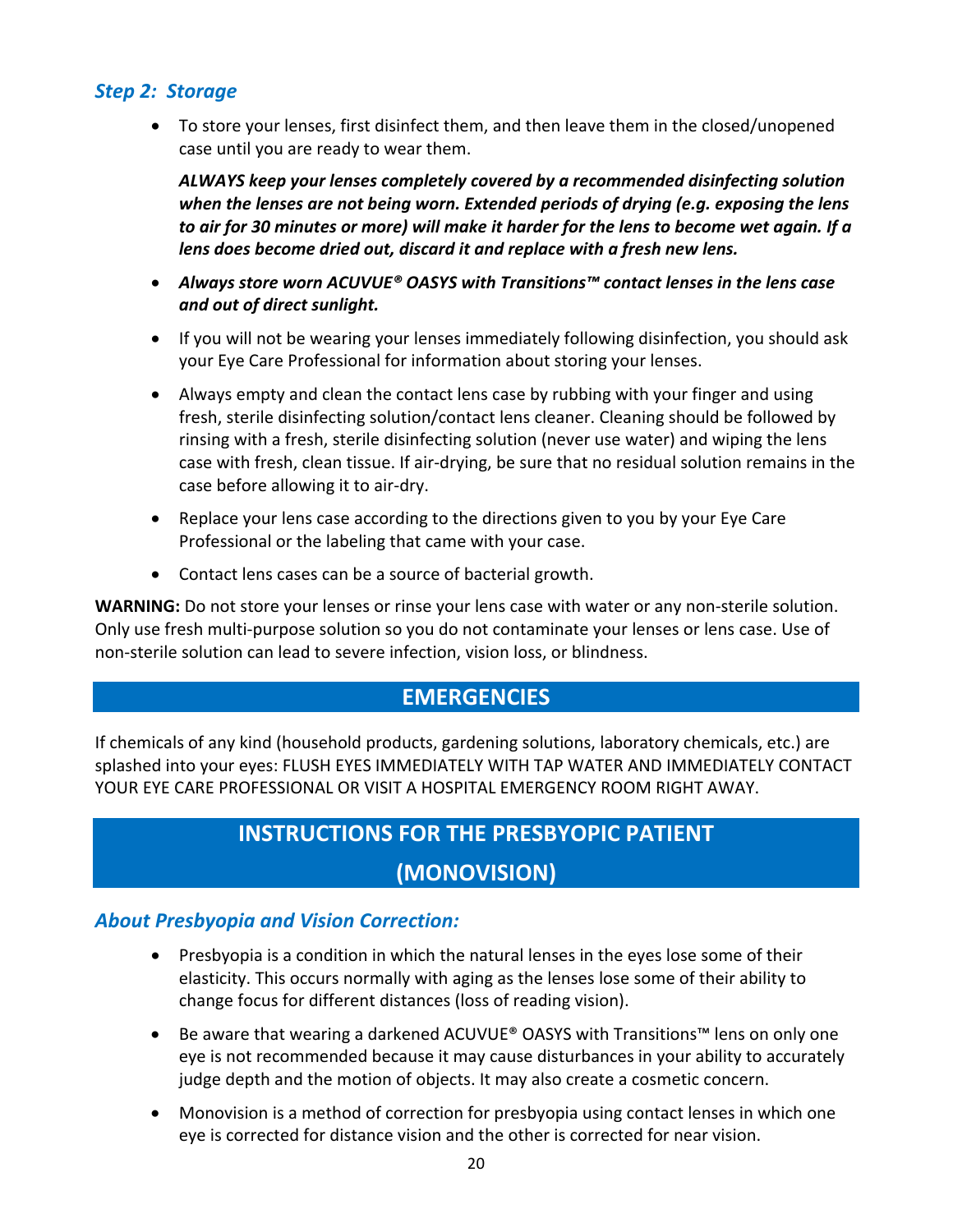### *Step 2: Storage*

- To store your lenses, first disinfect them, and then leave them in the closed/unopened case until you are ready to wear them.

  ***ALWAYS keep your lenses completely covered by a recommended disinfecting solution when the lenses are not being worn. Extended periods of drying (e.g. exposing the lens to air for 30 minutes or more) will make it harder for the lens to become wet again. If a lens does become dried out, discard it and replace with a fresh new lens.***

- ***Always store worn ACUVUE® OASYS with Transitions™ contact lenses in the lens case and out of direct sunlight.***
- If you will not be wearing your lenses immediately following disinfection, you should ask your Eye Care Professional for information about storing your lenses.
- Always empty and clean the contact lens case by rubbing with your finger and using fresh, sterile disinfecting solution/contact lens cleaner. Cleaning should be followed by rinsing with a fresh, sterile disinfecting solution (never use water) and wiping the lens case with fresh, clean tissue. If air-drying, be sure that no residual solution remains in the case before allowing it to air-dry.
- Replace your lens case according to the directions given to you by your Eye Care Professional or the labeling that came with your case.
- Contact lens cases can be a source of bacterial growth.

**WARNING:** Do not store your lenses or rinse your lens case with water or any non-sterile solution. Only use fresh multi-purpose solution so you do not contaminate your lenses or lens case. Use of non-sterile solution can lead to severe infection, vision loss, or blindness.

## EMERGENCIES

If chemicals of any kind (household products, gardening solutions, laboratory chemicals, etc.) are splashed into your eyes: FLUSH EYES IMMEDIATELY WITH TAP WATER AND IMMEDIATELY CONTACT YOUR EYE CARE PROFESSIONAL OR VISIT A HOSPITAL EMERGENCY ROOM RIGHT AWAY.

## INSTRUCTIONS FOR THE PRESBYOPIC PATIENT (MONOVISION)

### *About Presbyopia and Vision Correction:*

- Presbyopia is a condition in which the natural lenses in the eyes lose some of their elasticity. This occurs normally with aging as the lenses lose some of their ability to change focus for different distances (loss of reading vision).
- Be aware that wearing a darkened ACUVUE® OASYS with Transitions™ lens on only one eye is not recommended because it may cause disturbances in your ability to accurately judge depth and the motion of objects. It may also create a cosmetic concern.
- Monovision is a method of correction for presbyopia using contact lenses in which one eye is corrected for distance vision and the other is corrected for near vision.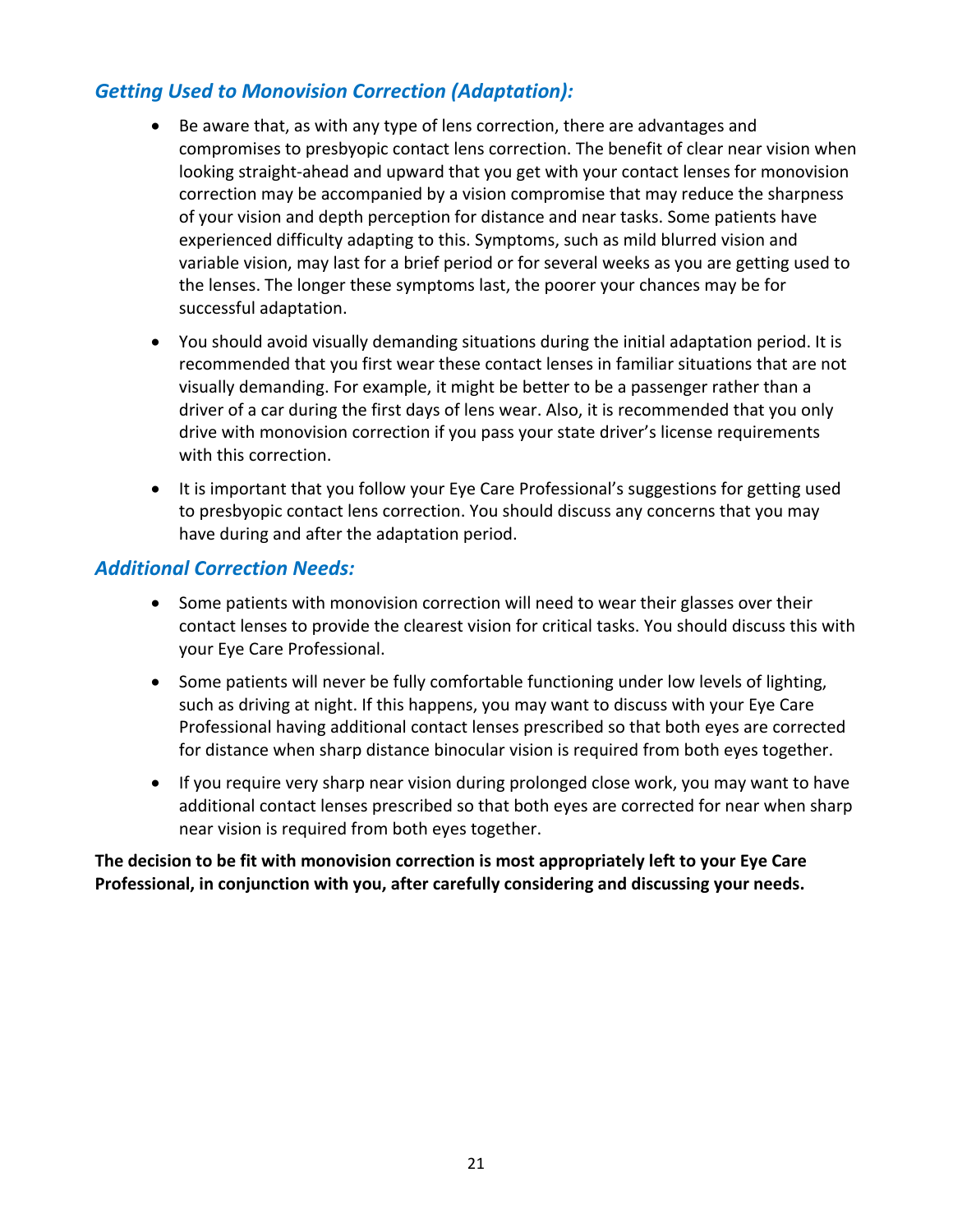## *Getting Used to Monovision Correction (Adaptation):*

- Be aware that, as with any type of lens correction, there are advantages and compromises to presbyopic contact lens correction. The benefit of clear near vision when looking straight-ahead and upward that you get with your contact lenses for monovision correction may be accompanied by a vision compromise that may reduce the sharpness of your vision and depth perception for distance and near tasks. Some patients have experienced difficulty adapting to this. Symptoms, such as mild blurred vision and variable vision, may last for a brief period or for several weeks as you are getting used to the lenses. The longer these symptoms last, the poorer your chances may be for successful adaptation.
- You should avoid visually demanding situations during the initial adaptation period. It is recommended that you first wear these contact lenses in familiar situations that are not visually demanding. For example, it might be better to be a passenger rather than a driver of a car during the first days of lens wear. Also, it is recommended that you only drive with monovision correction if you pass your state driver's license requirements with this correction.
- It is important that you follow your Eye Care Professional's suggestions for getting used to presbyopic contact lens correction. You should discuss any concerns that you may have during and after the adaptation period.

## *Additional Correction Needs:*

- Some patients with monovision correction will need to wear their glasses over their contact lenses to provide the clearest vision for critical tasks. You should discuss this with your Eye Care Professional.
- Some patients will never be fully comfortable functioning under low levels of lighting, such as driving at night. If this happens, you may want to discuss with your Eye Care Professional having additional contact lenses prescribed so that both eyes are corrected for distance when sharp distance binocular vision is required from both eyes together.
- If you require very sharp near vision during prolonged close work, you may want to have additional contact lenses prescribed so that both eyes are corrected for near when sharp near vision is required from both eyes together.

**The decision to be fit with monovision correction is most appropriately left to your Eye Care Professional, in conjunction with you, after carefully considering and discussing your needs.**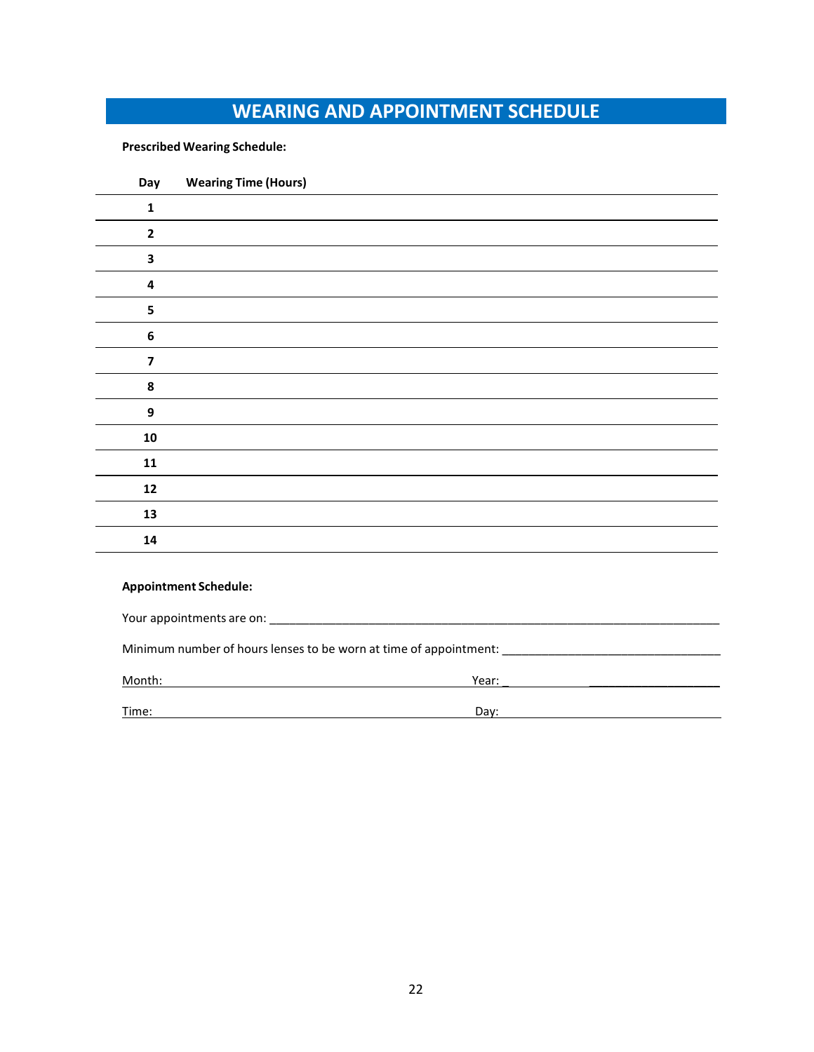# WEARING AND APPOINTMENT SCHEDULE

**Prescribed Wearing Schedule:**

| Day | Wearing Time (Hours) |
|---|---|
| **1** | |
| **2** | |
| **3** | |
| **4** | |
| **5** | |
| **6** | |
| **7** | |
| **8** | |
| **9** | |
| **10** | |
| **11** | |
| **12** | |
| **13** | |
| **14** | |

**Appointment Schedule:**

Your appointments are on: ______________________________________________________________________

Minimum number of hours lenses to be worn at time of appointment: _________________________________

Month: ____________________________________________ Year: ____________________________________

Time: _____________________________________________ Day: _____________________________________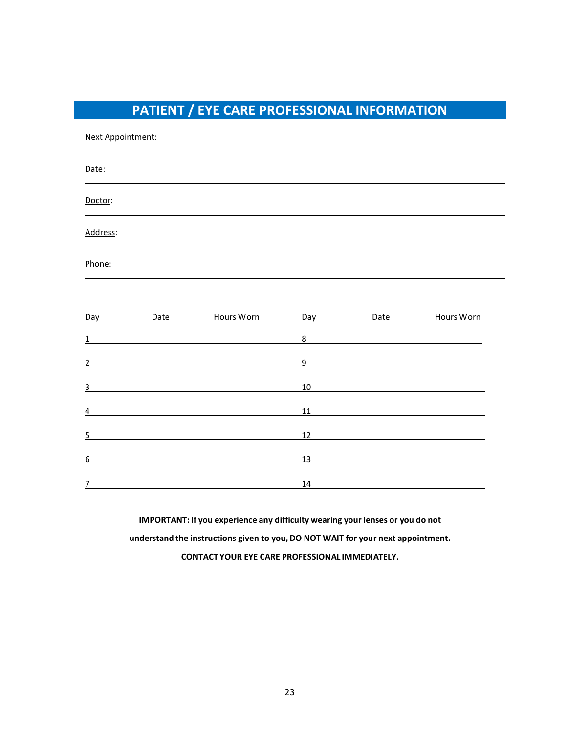# PATIENT / EYE CARE PROFESSIONAL INFORMATION

Next Appointment:

Date: \_\_\_\_\_\_\_\_\_\_\_\_\_\_\_\_\_\_\_\_\_\_\_\_\_\_\_\_\_\_\_\_\_\_\_\_\_\_\_\_

Doctor: \_\_\_\_\_\_\_\_\_\_\_\_\_\_\_\_\_\_\_\_\_\_\_\_\_\_\_\_\_\_\_\_\_\_\_\_\_\_\_\_

Address: \_\_\_\_\_\_\_\_\_\_\_\_\_\_\_\_\_\_\_\_\_\_\_\_\_\_\_\_\_\_\_\_\_\_\_\_\_\_\_\_

Phone: \_\_\_\_\_\_\_\_\_\_\_\_\_\_\_\_\_\_\_\_\_\_\_\_\_\_\_\_\_\_\_\_\_\_\_\_\_\_\_\_

| Day | Date | Hours Worn | Day | Date | Hours Worn |
|---|---|---|---|---|---|
| 1 | | | 8 | | |
| 2 | | | 9 | | |
| 3 | | | 10 | | |
| 4 | | | 11 | | |
| 5 | | | 12 | | |
| 6 | | | 13 | | |
| 7 | | | 14 | | |

**IMPORTANT: If you experience any difficulty wearing your lenses or you do not understand the instructions given to you, DO NOT WAIT for your next appointment. CONTACT YOUR EYE CARE PROFESSIONAL IMMEDIATELY.**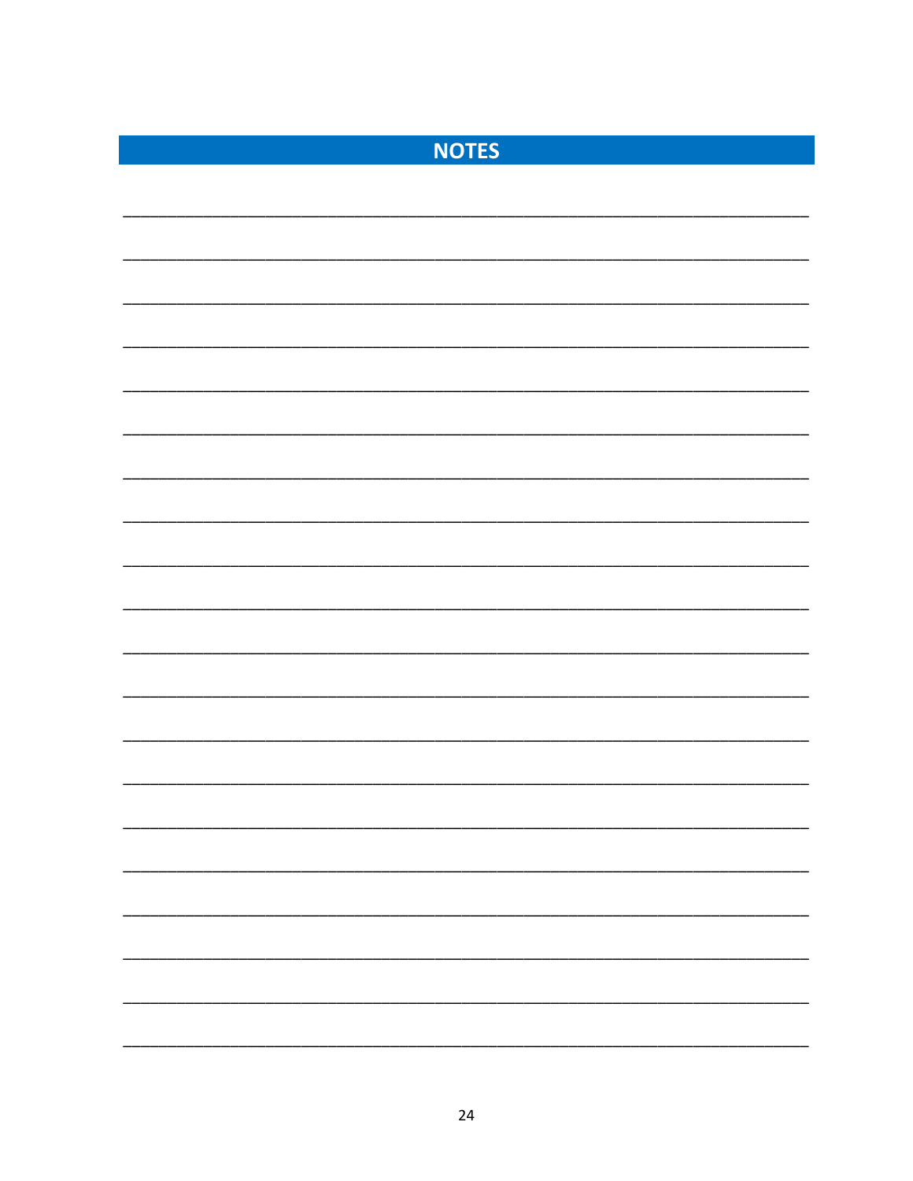# NOTES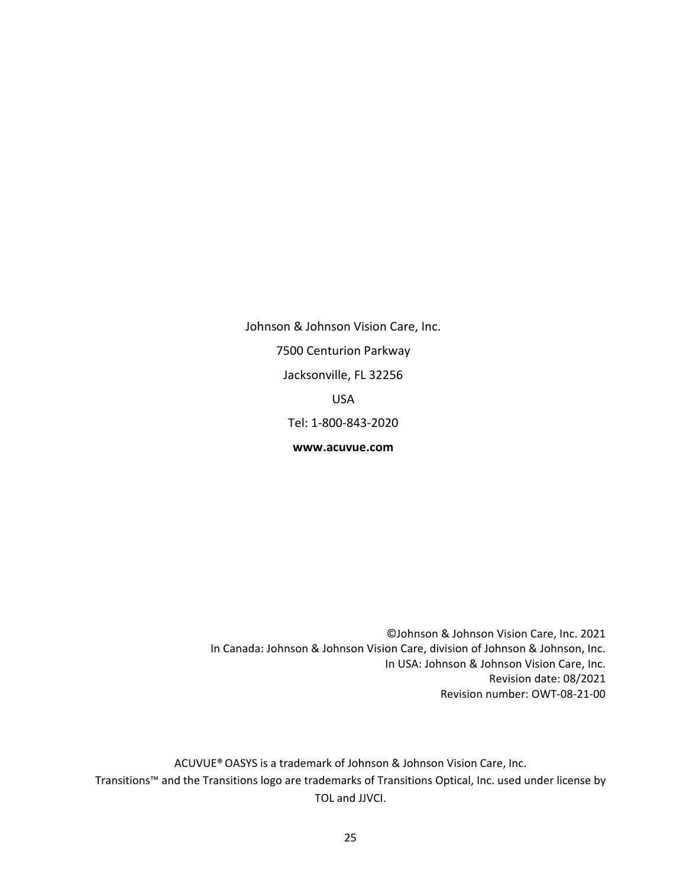Johnson & Johnson Vision Care, Inc.

7500 Centurion Parkway

Jacksonville, FL 32256

USA

Tel: 1-800-843-2020

**www.acuvue.com**

©Johnson & Johnson Vision Care, Inc. 2021
In Canada: Johnson & Johnson Vision Care, division of Johnson & Johnson, Inc.
In USA: Johnson & Johnson Vision Care, Inc.
Revision date: 08/2021
Revision number: OWT-08-21-00

ACUVUE® OASYS is a trademark of Johnson & Johnson Vision Care, Inc.
Transitions™ and the Transitions logo are trademarks of Transitions Optical, Inc. used under license by TOL and JJVCI.